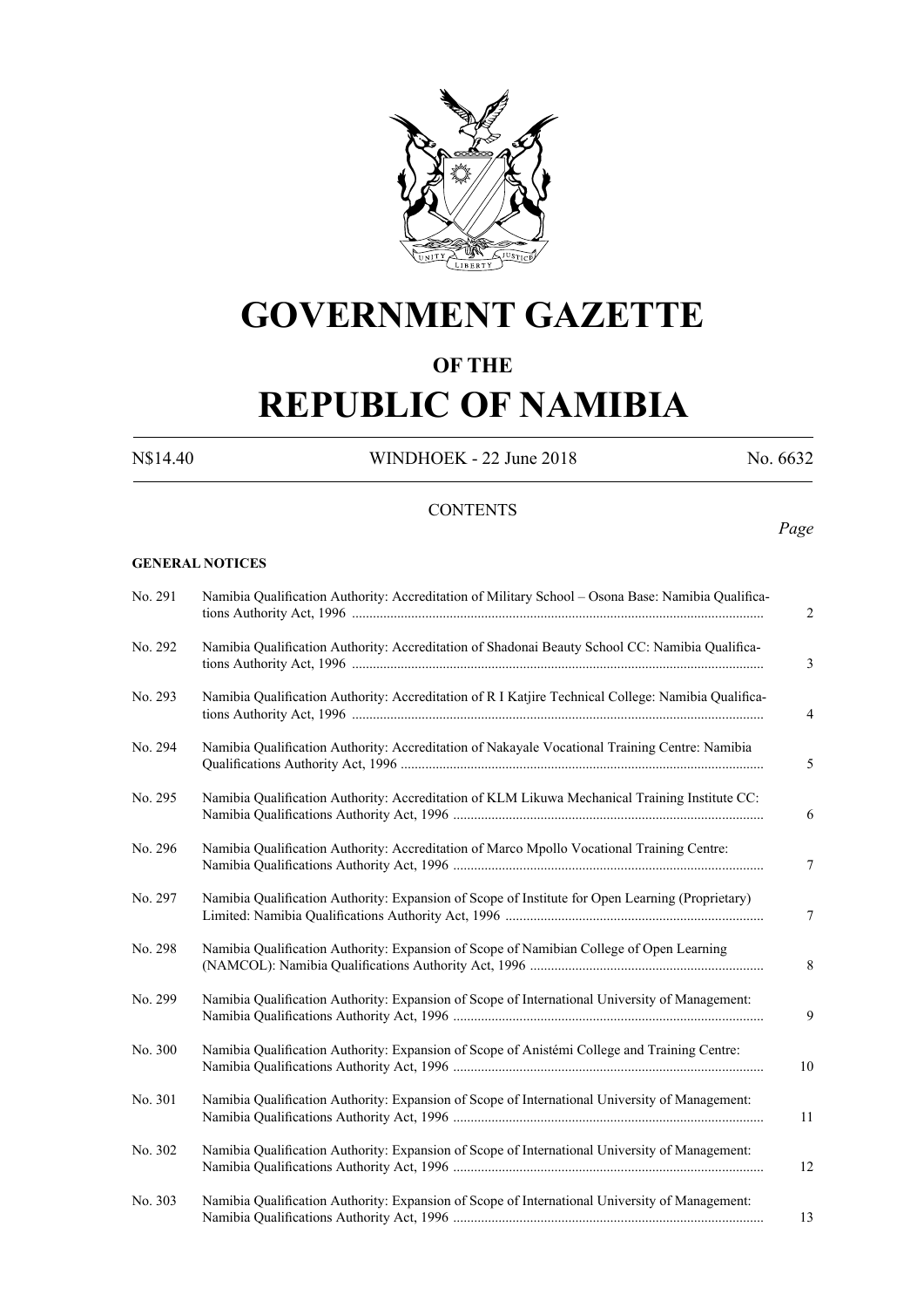# GOVERNMENT GAZETTE

## OF THE

# REPUBLIC OF NAMIBIA

N$14.40 WINDHOEK - 22 June 2018 No. 6632

CONTENTS

*Page*

**GENERAL NOTICES**

| | | |
|---|---|---|
| No. 291 | Namibia Qualification Authority: Accreditation of Military School – Osona Base: Namibia Qualifications Authority Act, 1996 | 2 |
| No. 292 | Namibia Qualification Authority: Accreditation of Shadonai Beauty School CC: Namibia Qualifications Authority Act, 1996 | 3 |
| No. 293 | Namibia Qualification Authority: Accreditation of R I Katjire Technical College: Namibia Qualifications Authority Act, 1996 | 4 |
| No. 294 | Namibia Qualification Authority: Accreditation of Nakayale Vocational Training Centre: Namibia Qualifications Authority Act, 1996 | 5 |
| No. 295 | Namibia Qualification Authority: Accreditation of KLM Likuwa Mechanical Training Institute CC: Namibia Qualifications Authority Act, 1996 | 6 |
| No. 296 | Namibia Qualification Authority: Accreditation of Marco Mpollo Vocational Training Centre: Namibia Qualifications Authority Act, 1996 | 7 |
| No. 297 | Namibia Qualification Authority: Expansion of Scope of Institute for Open Learning (Proprietary) Limited: Namibia Qualifications Authority Act, 1996 | 7 |
| No. 298 | Namibia Qualification Authority: Expansion of Scope of Namibian College of Open Learning (NAMCOL): Namibia Qualifications Authority Act, 1996 | 8 |
| No. 299 | Namibia Qualification Authority: Expansion of Scope of International University of Management: Namibia Qualifications Authority Act, 1996 | 9 |
| No. 300 | Namibia Qualification Authority: Expansion of Scope of Anistémi College and Training Centre: Namibia Qualifications Authority Act, 1996 | 10 |
| No. 301 | Namibia Qualification Authority: Expansion of Scope of International University of Management: Namibia Qualifications Authority Act, 1996 | 11 |
| No. 302 | Namibia Qualification Authority: Expansion of Scope of International University of Management: Namibia Qualifications Authority Act, 1996 | 12 |
| No. 303 | Namibia Qualification Authority: Expansion of Scope of International University of Management: Namibia Qualifications Authority Act, 1996 | 13 |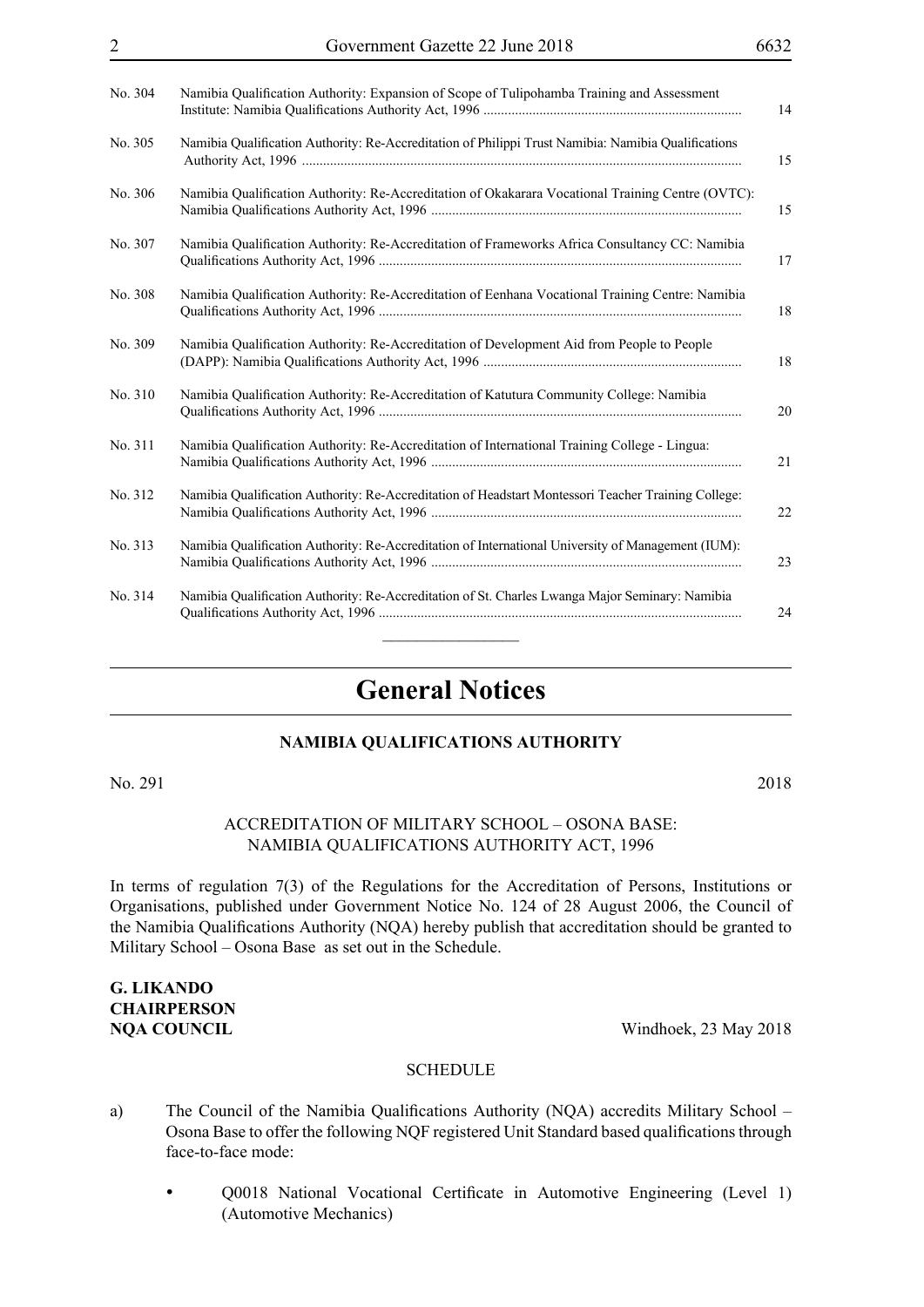| | | |
|---|---|---|
| No. 304 | Namibia Qualification Authority: Expansion of Scope of Tulipohamba Training and Assessment Institute: Namibia Qualifications Authority Act, 1996 | 14 |
| No. 305 | Namibia Qualification Authority: Re-Accreditation of Philippi Trust Namibia: Namibia Qualifications Authority Act, 1996 | 15 |
| No. 306 | Namibia Qualification Authority: Re-Accreditation of Okakarara Vocational Training Centre (OVTC): Namibia Qualifications Authority Act, 1996 | 15 |
| No. 307 | Namibia Qualification Authority: Re-Accreditation of Frameworks Africa Consultancy CC: Namibia Qualifications Authority Act, 1996 | 17 |
| No. 308 | Namibia Qualification Authority: Re-Accreditation of Eenhana Vocational Training Centre: Namibia Qualifications Authority Act, 1996 | 18 |
| No. 309 | Namibia Qualification Authority: Re-Accreditation of Development Aid from People to People (DAPP): Namibia Qualifications Authority Act, 1996 | 18 |
| No. 310 | Namibia Qualification Authority: Re-Accreditation of Katutura Community College: Namibia Qualifications Authority Act, 1996 | 20 |
| No. 311 | Namibia Qualification Authority: Re-Accreditation of International Training College - Lingua: Namibia Qualifications Authority Act, 1996 | 21 |
| No. 312 | Namibia Qualification Authority: Re-Accreditation of Headstart Montessori Teacher Training College: Namibia Qualifications Authority Act, 1996 | 22 |
| No. 313 | Namibia Qualification Authority: Re-Accreditation of International University of Management (IUM): Namibia Qualifications Authority Act, 1996 | 23 |
| No. 314 | Namibia Qualification Authority: Re-Accreditation of St. Charles Lwanga Major Seminary: Namibia Qualifications Authority Act, 1996 | 24 |

# General Notices

## NAMIBIA QUALIFICATIONS AUTHORITY

No. 291 2018

ACCREDITATION OF MILITARY SCHOOL – OSONA BASE: NAMIBIA QUALIFICATIONS AUTHORITY ACT, 1996

In terms of regulation 7(3) of the Regulations for the Accreditation of Persons, Institutions or Organisations, published under Government Notice No. 124 of 28 August 2006, the Council of the Namibia Qualifications Authority (NQA) hereby publish that accreditation should be granted to Military School – Osona Base as set out in the Schedule.

**G. LIKANDO**
**CHAIRPERSON**
**NQA COUNCIL**

Windhoek, 23 May 2018

SCHEDULE

a) The Council of the Namibia Qualifications Authority (NQA) accredits Military School – Osona Base to offer the following NQF registered Unit Standard based qualifications through face-to-face mode:

- Q0018 National Vocational Certificate in Automotive Engineering (Level 1) (Automotive Mechanics)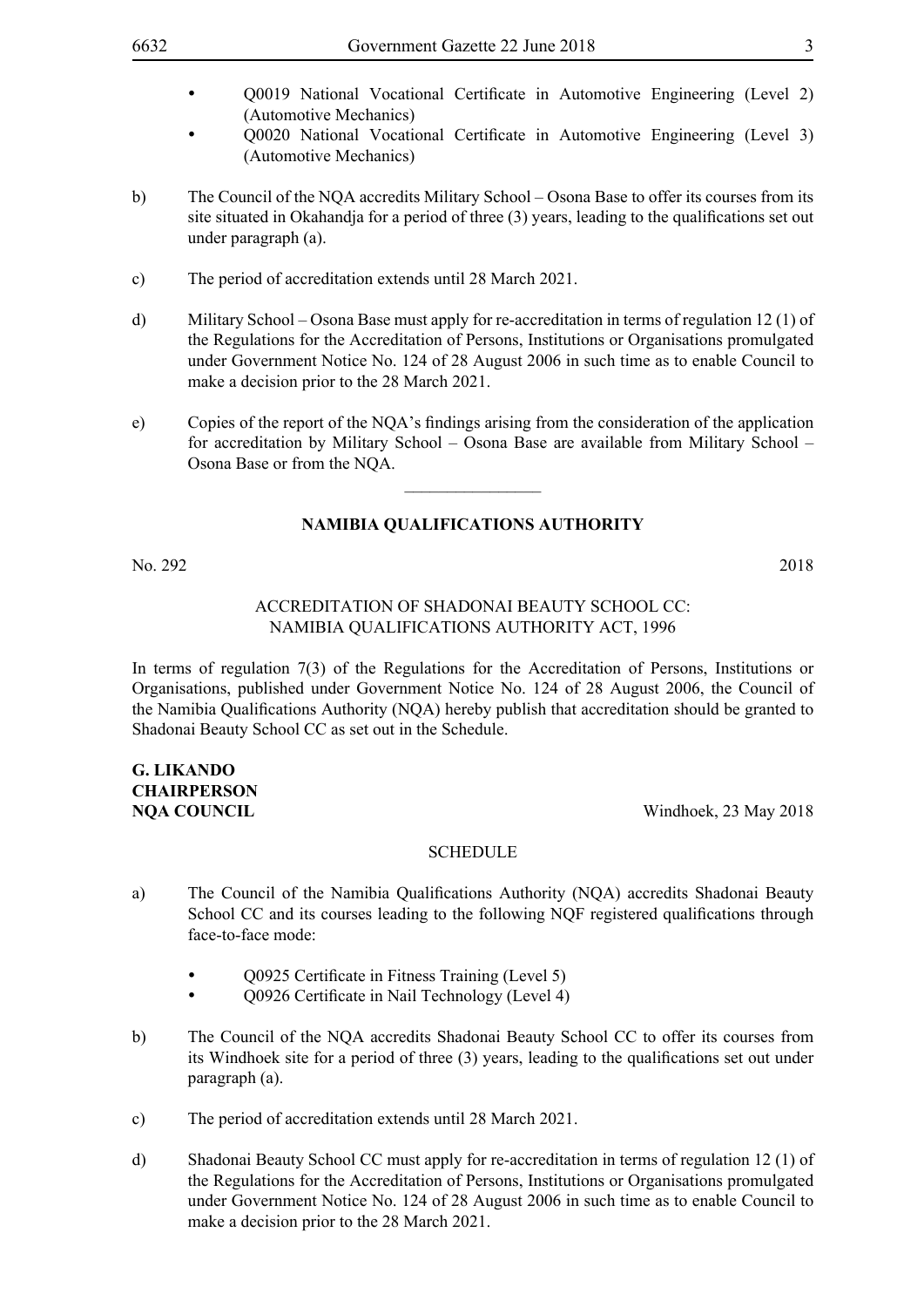- Q0019 National Vocational Certificate in Automotive Engineering (Level 2) (Automotive Mechanics)
- Q0020 National Vocational Certificate in Automotive Engineering (Level 3) (Automotive Mechanics)

b) The Council of the NQA accredits Military School – Osona Base to offer its courses from its site situated in Okahandja for a period of three (3) years, leading to the qualifications set out under paragraph (a).

c) The period of accreditation extends until 28 March 2021.

d) Military School – Osona Base must apply for re-accreditation in terms of regulation 12 (1) of the Regulations for the Accreditation of Persons, Institutions or Organisations promulgated under Government Notice No. 124 of 28 August 2006 in such time as to enable Council to make a decision prior to the 28 March 2021.

e) Copies of the report of the NQA's findings arising from the consideration of the application for accreditation by Military School – Osona Base are available from Military School – Osona Base or from the NQA.

---

## NAMIBIA QUALIFICATIONS AUTHORITY

No. 292 2018

ACCREDITATION OF SHADONAI BEAUTY SCHOOL CC: NAMIBIA QUALIFICATIONS AUTHORITY ACT, 1996

In terms of regulation 7(3) of the Regulations for the Accreditation of Persons, Institutions or Organisations, published under Government Notice No. 124 of 28 August 2006, the Council of the Namibia Qualifications Authority (NQA) hereby publish that accreditation should be granted to Shadonai Beauty School CC as set out in the Schedule.

**G. LIKANDO**
**CHAIRPERSON**
**NQA COUNCIL** Windhoek, 23 May 2018

SCHEDULE

a) The Council of the Namibia Qualifications Authority (NQA) accredits Shadonai Beauty School CC and its courses leading to the following NQF registered qualifications through face-to-face mode:

- Q0925 Certificate in Fitness Training (Level 5)
- Q0926 Certificate in Nail Technology (Level 4)

b) The Council of the NQA accredits Shadonai Beauty School CC to offer its courses from its Windhoek site for a period of three (3) years, leading to the qualifications set out under paragraph (a).

c) The period of accreditation extends until 28 March 2021.

d) Shadonai Beauty School CC must apply for re-accreditation in terms of regulation 12 (1) of the Regulations for the Accreditation of Persons, Institutions or Organisations promulgated under Government Notice No. 124 of 28 August 2006 in such time as to enable Council to make a decision prior to the 28 March 2021.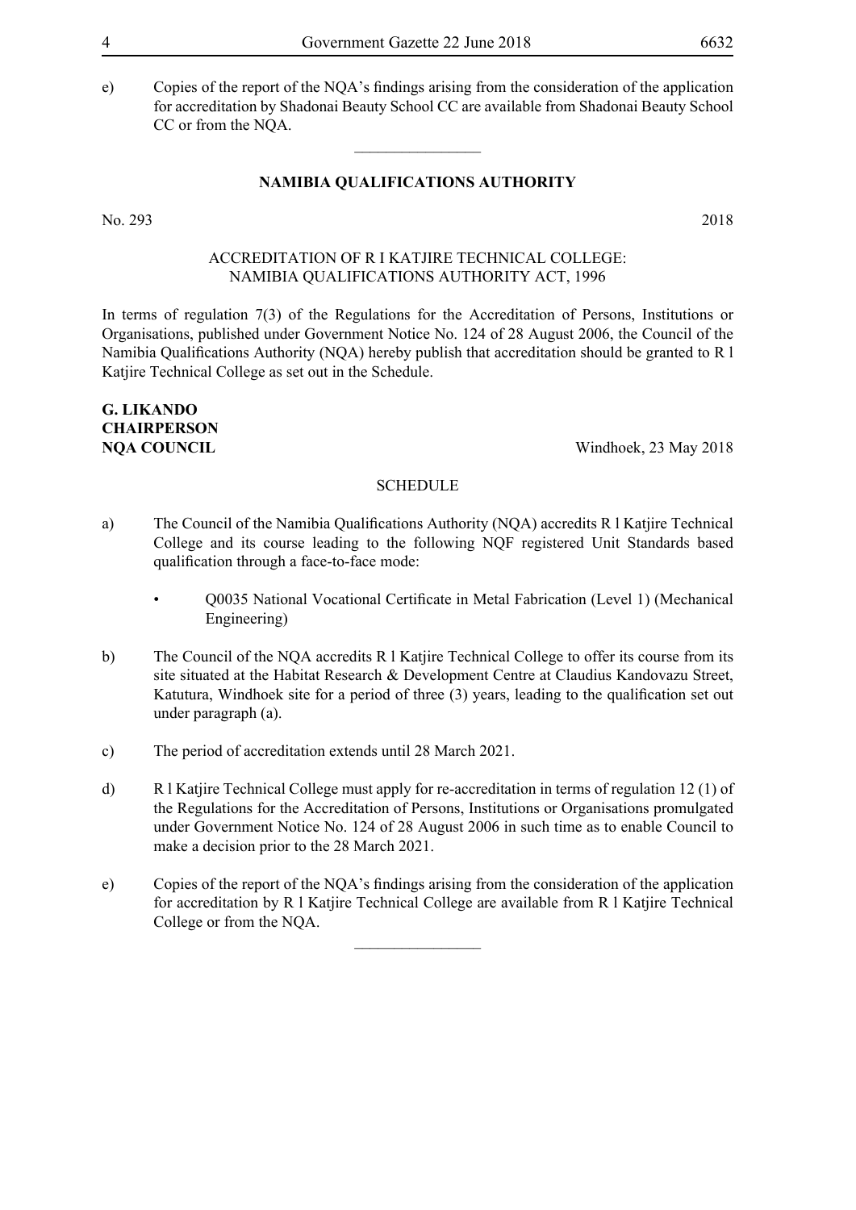e) Copies of the report of the NQA's findings arising from the consideration of the application for accreditation by Shadonai Beauty School CC are available from Shadonai Beauty School CC or from the NQA.

________________

**NAMIBIA QUALIFICATIONS AUTHORITY**

No. 293 2018

ACCREDITATION OF R I KATJIRE TECHNICAL COLLEGE:
NAMIBIA QUALIFICATIONS AUTHORITY ACT, 1996

In terms of regulation 7(3) of the Regulations for the Accreditation of Persons, Institutions or Organisations, published under Government Notice No. 124 of 28 August 2006, the Council of the Namibia Qualifications Authority (NQA) hereby publish that accreditation should be granted to R l Katjire Technical College as set out in the Schedule.

**G. LIKANDO**
**CHAIRPERSON**
**NQA COUNCIL** Windhoek, 23 May 2018

SCHEDULE

a) The Council of the Namibia Qualifications Authority (NQA) accredits R l Katjire Technical College and its course leading to the following NQF registered Unit Standards based qualification through a face-to-face mode:

- Q0035 National Vocational Certificate in Metal Fabrication (Level 1) (Mechanical Engineering)

b) The Council of the NQA accredits R l Katjire Technical College to offer its course from its site situated at the Habitat Research & Development Centre at Claudius Kandovazu Street, Katutura, Windhoek site for a period of three (3) years, leading to the qualification set out under paragraph (a).

c) The period of accreditation extends until 28 March 2021.

d) R l Katjire Technical College must apply for re-accreditation in terms of regulation 12 (1) of the Regulations for the Accreditation of Persons, Institutions or Organisations promulgated under Government Notice No. 124 of 28 August 2006 in such time as to enable Council to make a decision prior to the 28 March 2021.

e) Copies of the report of the NQA's findings arising from the consideration of the application for accreditation by R l Katjire Technical College are available from R l Katjire Technical College or from the NQA.

________________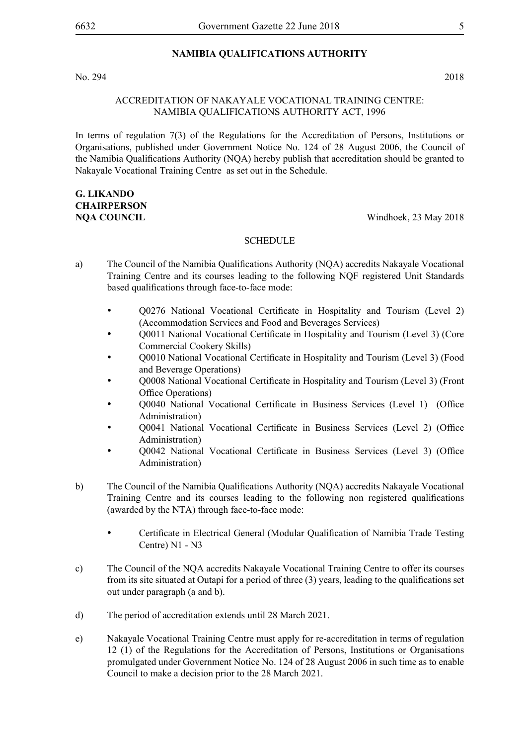## NAMIBIA QUALIFICATIONS AUTHORITY

No. 294 2018

ACCREDITATION OF NAKAYALE VOCATIONAL TRAINING CENTRE: NAMIBIA QUALIFICATIONS AUTHORITY ACT, 1996

In terms of regulation 7(3) of the Regulations for the Accreditation of Persons, Institutions or Organisations, published under Government Notice No. 124 of 28 August 2006, the Council of the Namibia Qualifications Authority (NQA) hereby publish that accreditation should be granted to Nakayale Vocational Training Centre as set out in the Schedule.

**G. LIKANDO**
**CHAIRPERSON**
**NQA COUNCIL** Windhoek, 23 May 2018

SCHEDULE

a) The Council of the Namibia Qualifications Authority (NQA) accredits Nakayale Vocational Training Centre and its courses leading to the following NQF registered Unit Standards based qualifications through face-to-face mode:

- Q0276 National Vocational Certificate in Hospitality and Tourism (Level 2) (Accommodation Services and Food and Beverages Services)
- Q0011 National Vocational Certificate in Hospitality and Tourism (Level 3) (Core Commercial Cookery Skills)
- Q0010 National Vocational Certificate in Hospitality and Tourism (Level 3) (Food and Beverage Operations)
- Q0008 National Vocational Certificate in Hospitality and Tourism (Level 3) (Front Office Operations)
- Q0040 National Vocational Certificate in Business Services (Level 1) (Office Administration)
- Q0041 National Vocational Certificate in Business Services (Level 2) (Office Administration)
- Q0042 National Vocational Certificate in Business Services (Level 3) (Office Administration)

b) The Council of the Namibia Qualifications Authority (NQA) accredits Nakayale Vocational Training Centre and its courses leading to the following non registered qualifications (awarded by the NTA) through face-to-face mode:

- Certificate in Electrical General (Modular Qualification of Namibia Trade Testing Centre) N1 - N3

c) The Council of the NQA accredits Nakayale Vocational Training Centre to offer its courses from its site situated at Outapi for a period of three (3) years, leading to the qualifications set out under paragraph (a and b).

d) The period of accreditation extends until 28 March 2021.

e) Nakayale Vocational Training Centre must apply for re-accreditation in terms of regulation 12 (1) of the Regulations for the Accreditation of Persons, Institutions or Organisations promulgated under Government Notice No. 124 of 28 August 2006 in such time as to enable Council to make a decision prior to the 28 March 2021.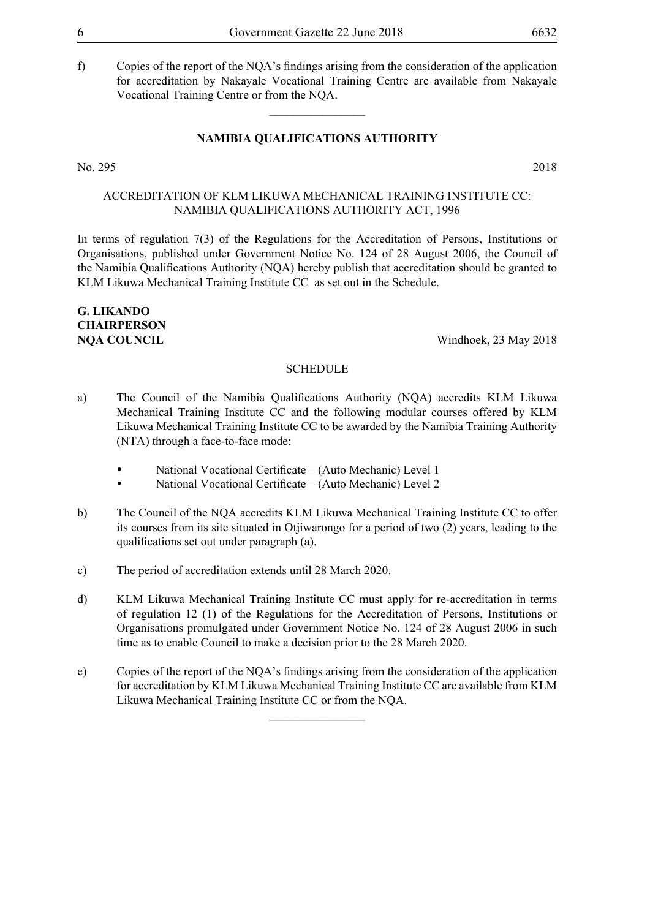f) Copies of the report of the NQA's findings arising from the consideration of the application for accreditation by Nakayale Vocational Training Centre are available from Nakayale Vocational Training Centre or from the NQA.

---

## NAMIBIA QUALIFICATIONS AUTHORITY

No. 295 2018

ACCREDITATION OF KLM LIKUWA MECHANICAL TRAINING INSTITUTE CC: NAMIBIA QUALIFICATIONS AUTHORITY ACT, 1996

In terms of regulation 7(3) of the Regulations for the Accreditation of Persons, Institutions or Organisations, published under Government Notice No. 124 of 28 August 2006, the Council of the Namibia Qualifications Authority (NQA) hereby publish that accreditation should be granted to KLM Likuwa Mechanical Training Institute CC as set out in the Schedule.

**G. LIKANDO**
**CHAIRPERSON**
**NQA COUNCIL** Windhoek, 23 May 2018

SCHEDULE

a) The Council of the Namibia Qualifications Authority (NQA) accredits KLM Likuwa Mechanical Training Institute CC and the following modular courses offered by KLM Likuwa Mechanical Training Institute CC to be awarded by the Namibia Training Authority (NTA) through a face-to-face mode:

- National Vocational Certificate – (Auto Mechanic) Level 1
- National Vocational Certificate – (Auto Mechanic) Level 2

b) The Council of the NQA accredits KLM Likuwa Mechanical Training Institute CC to offer its courses from its site situated in Otjiwarongo for a period of two (2) years, leading to the qualifications set out under paragraph (a).

c) The period of accreditation extends until 28 March 2020.

d) KLM Likuwa Mechanical Training Institute CC must apply for re-accreditation in terms of regulation 12 (1) of the Regulations for the Accreditation of Persons, Institutions or Organisations promulgated under Government Notice No. 124 of 28 August 2006 in such time as to enable Council to make a decision prior to the 28 March 2020.

e) Copies of the report of the NQA's findings arising from the consideration of the application for accreditation by KLM Likuwa Mechanical Training Institute CC are available from KLM Likuwa Mechanical Training Institute CC or from the NQA.

---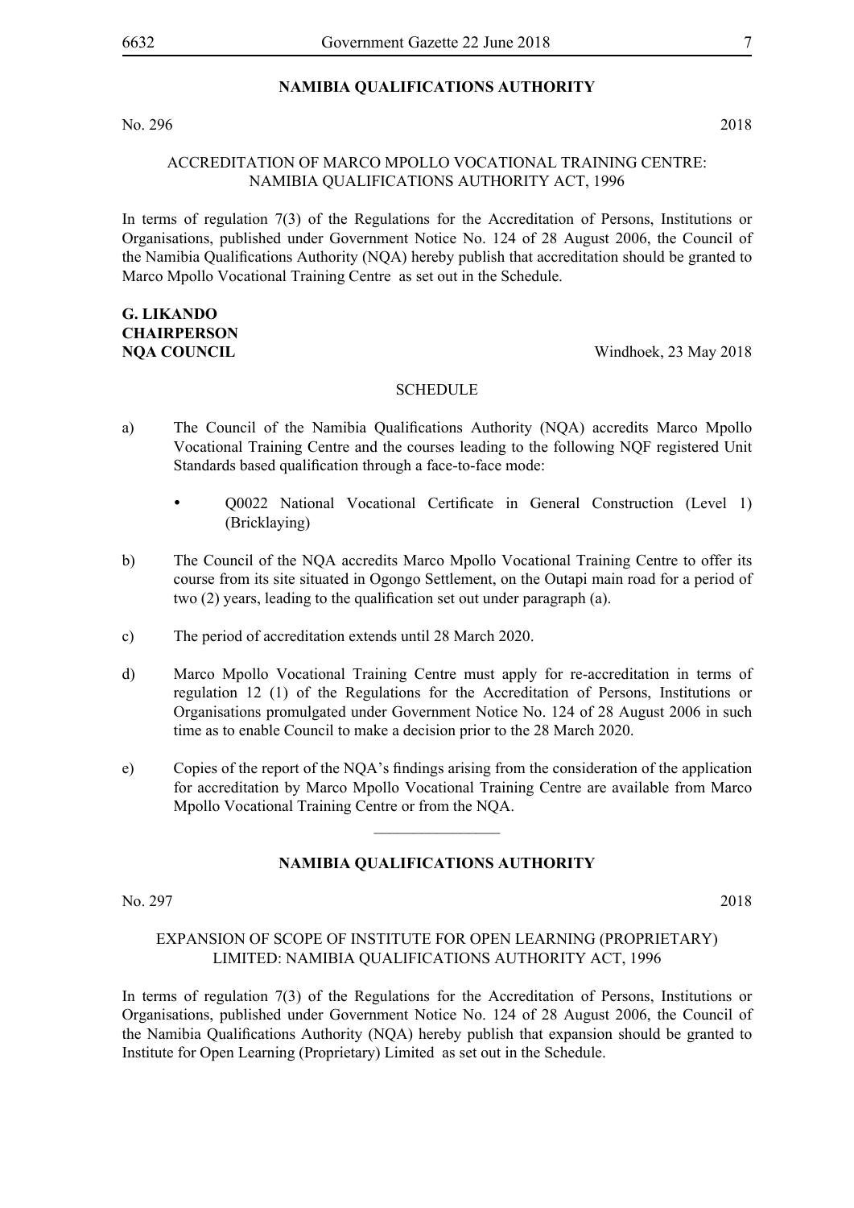## NAMIBIA QUALIFICATIONS AUTHORITY

No. 296 2018

ACCREDITATION OF MARCO MPOLLO VOCATIONAL TRAINING CENTRE: NAMIBIA QUALIFICATIONS AUTHORITY ACT, 1996

In terms of regulation 7(3) of the Regulations for the Accreditation of Persons, Institutions or Organisations, published under Government Notice No. 124 of 28 August 2006, the Council of the Namibia Qualifications Authority (NQA) hereby publish that accreditation should be granted to Marco Mpollo Vocational Training Centre as set out in the Schedule.

**G. LIKANDO**
**CHAIRPERSON**
**NQA COUNCIL** Windhoek, 23 May 2018

SCHEDULE

a) The Council of the Namibia Qualifications Authority (NQA) accredits Marco Mpollo Vocational Training Centre and the courses leading to the following NQF registered Unit Standards based qualification through a face-to-face mode:

- Q0022 National Vocational Certificate in General Construction (Level 1) (Bricklaying)

b) The Council of the NQA accredits Marco Mpollo Vocational Training Centre to offer its course from its site situated in Ogongo Settlement, on the Outapi main road for a period of two (2) years, leading to the qualification set out under paragraph (a).

c) The period of accreditation extends until 28 March 2020.

d) Marco Mpollo Vocational Training Centre must apply for re-accreditation in terms of regulation 12 (1) of the Regulations for the Accreditation of Persons, Institutions or Organisations promulgated under Government Notice No. 124 of 28 August 2006 in such time as to enable Council to make a decision prior to the 28 March 2020.

e) Copies of the report of the NQA's findings arising from the consideration of the application for accreditation by Marco Mpollo Vocational Training Centre are available from Marco Mpollo Vocational Training Centre or from the NQA.

________________

## NAMIBIA QUALIFICATIONS AUTHORITY

No. 297 2018

EXPANSION OF SCOPE OF INSTITUTE FOR OPEN LEARNING (PROPRIETARY) LIMITED: NAMIBIA QUALIFICATIONS AUTHORITY ACT, 1996

In terms of regulation 7(3) of the Regulations for the Accreditation of Persons, Institutions or Organisations, published under Government Notice No. 124 of 28 August 2006, the Council of the Namibia Qualifications Authority (NQA) hereby publish that expansion should be granted to Institute for Open Learning (Proprietary) Limited as set out in the Schedule.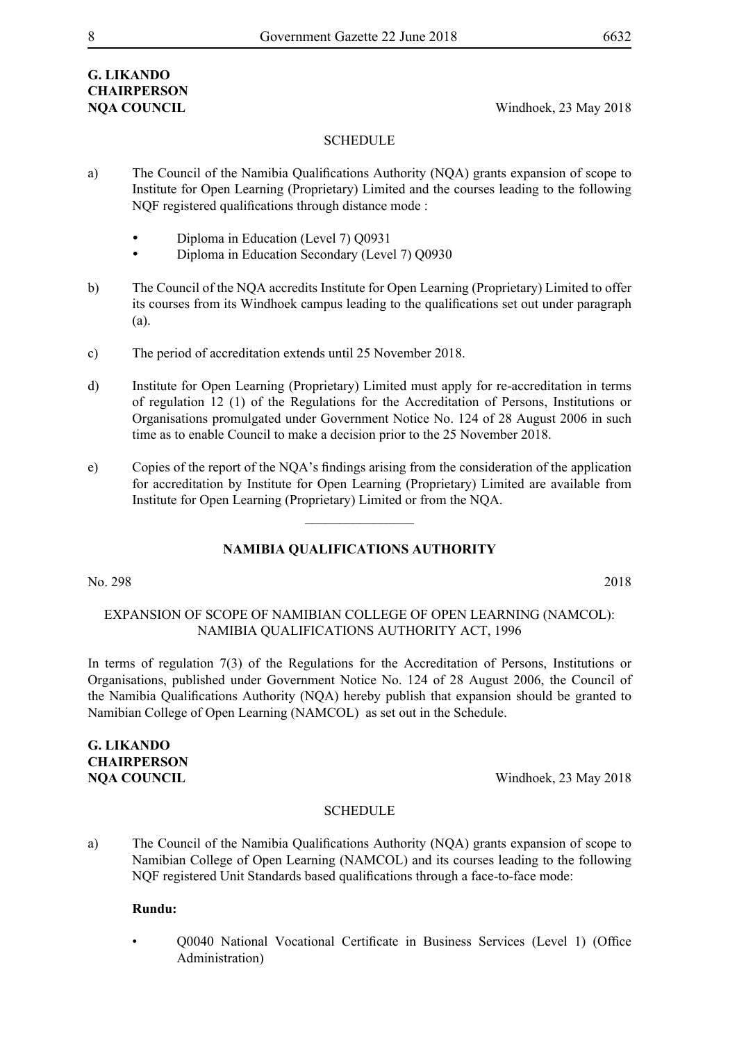**G. LIKANDO**
**CHAIRPERSON**
**NQA COUNCIL** Windhoek, 23 May 2018

SCHEDULE

a) The Council of the Namibia Qualifications Authority (NQA) grants expansion of scope to Institute for Open Learning (Proprietary) Limited and the courses leading to the following NQF registered qualifications through distance mode :

- Diploma in Education (Level 7) Q0931
- Diploma in Education Secondary (Level 7) Q0930

b) The Council of the NQA accredits Institute for Open Learning (Proprietary) Limited to offer its courses from its Windhoek campus leading to the qualifications set out under paragraph (a).

c) The period of accreditation extends until 25 November 2018.

d) Institute for Open Learning (Proprietary) Limited must apply for re-accreditation in terms of regulation 12 (1) of the Regulations for the Accreditation of Persons, Institutions or Organisations promulgated under Government Notice No. 124 of 28 August 2006 in such time as to enable Council to make a decision prior to the 25 November 2018.

e) Copies of the report of the NQA's findings arising from the consideration of the application for accreditation by Institute for Open Learning (Proprietary) Limited are available from Institute for Open Learning (Proprietary) Limited or from the NQA.

---

## NAMIBIA QUALIFICATIONS AUTHORITY

No. 298 2018

EXPANSION OF SCOPE OF NAMIBIAN COLLEGE OF OPEN LEARNING (NAMCOL): NAMIBIA QUALIFICATIONS AUTHORITY ACT, 1996

In terms of regulation 7(3) of the Regulations for the Accreditation of Persons, Institutions or Organisations, published under Government Notice No. 124 of 28 August 2006, the Council of the Namibia Qualifications Authority (NQA) hereby publish that expansion should be granted to Namibian College of Open Learning (NAMCOL) as set out in the Schedule.

**G. LIKANDO**
**CHAIRPERSON**
**NQA COUNCIL** Windhoek, 23 May 2018

SCHEDULE

a) The Council of the Namibia Qualifications Authority (NQA) grants expansion of scope to Namibian College of Open Learning (NAMCOL) and its courses leading to the following NQF registered Unit Standards based qualifications through a face-to-face mode:

**Rundu:**

- Q0040 National Vocational Certificate in Business Services (Level 1) (Office Administration)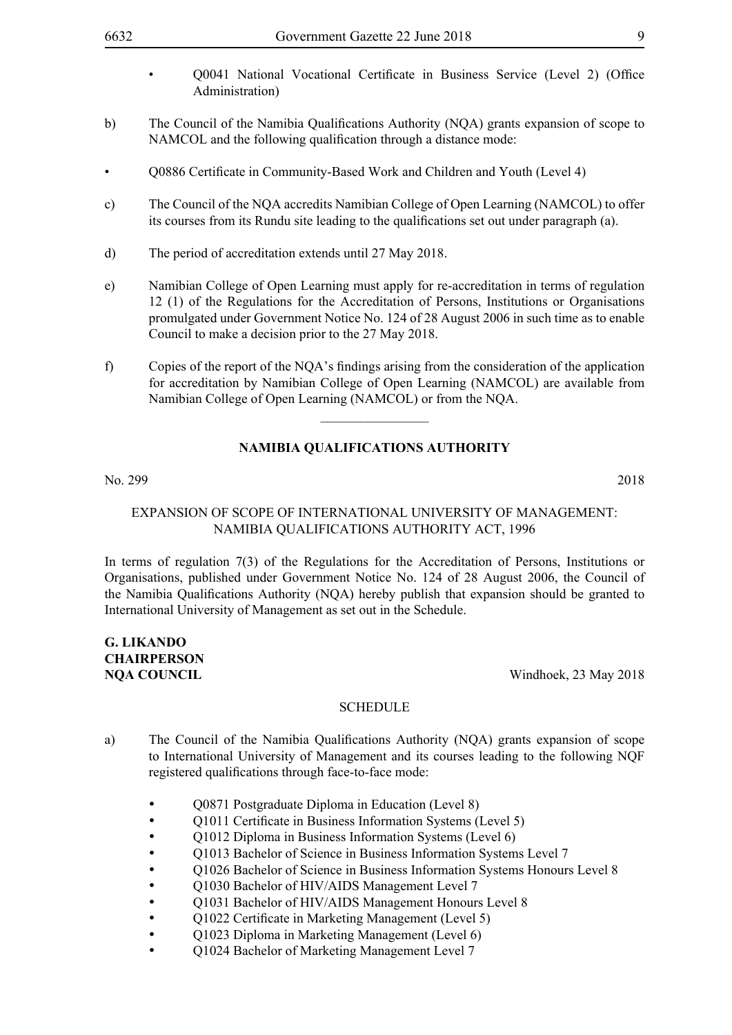- Q0041 National Vocational Certificate in Business Service (Level 2) (Office Administration)

b) The Council of the Namibia Qualifications Authority (NQA) grants expansion of scope to NAMCOL and the following qualification through a distance mode:

- Q0886 Certificate in Community-Based Work and Children and Youth (Level 4)

c) The Council of the NQA accredits Namibian College of Open Learning (NAMCOL) to offer its courses from its Rundu site leading to the qualifications set out under paragraph (a).

d) The period of accreditation extends until 27 May 2018.

e) Namibian College of Open Learning must apply for re-accreditation in terms of regulation 12 (1) of the Regulations for the Accreditation of Persons, Institutions or Organisations promulgated under Government Notice No. 124 of 28 August 2006 in such time as to enable Council to make a decision prior to the 27 May 2018.

f) Copies of the report of the NQA's findings arising from the consideration of the application for accreditation by Namibian College of Open Learning (NAMCOL) are available from Namibian College of Open Learning (NAMCOL) or from the NQA.

---

## NAMIBIA QUALIFICATIONS AUTHORITY

No. 299 2018

EXPANSION OF SCOPE OF INTERNATIONAL UNIVERSITY OF MANAGEMENT: NAMIBIA QUALIFICATIONS AUTHORITY ACT, 1996

In terms of regulation 7(3) of the Regulations for the Accreditation of Persons, Institutions or Organisations, published under Government Notice No. 124 of 28 August 2006, the Council of the Namibia Qualifications Authority (NQA) hereby publish that expansion should be granted to International University of Management as set out in the Schedule.

**G. LIKANDO**
**CHAIRPERSON**
**NQA COUNCIL** Windhoek, 23 May 2018

SCHEDULE

a) The Council of the Namibia Qualifications Authority (NQA) grants expansion of scope to International University of Management and its courses leading to the following NQF registered qualifications through face-to-face mode:

- Q0871 Postgraduate Diploma in Education (Level 8)
- Q1011 Certificate in Business Information Systems (Level 5)
- Q1012 Diploma in Business Information Systems (Level 6)
- Q1013 Bachelor of Science in Business Information Systems Level 7
- Q1026 Bachelor of Science in Business Information Systems Honours Level 8
- Q1030 Bachelor of HIV/AIDS Management Level 7
- Q1031 Bachelor of HIV/AIDS Management Honours Level 8
- Q1022 Certificate in Marketing Management (Level 5)
- Q1023 Diploma in Marketing Management (Level 6)
- Q1024 Bachelor of Marketing Management Level 7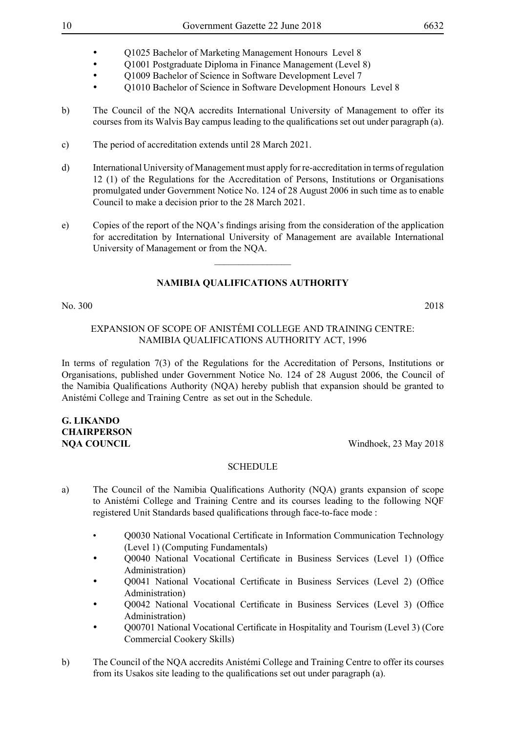- Q1025 Bachelor of Marketing Management Honours Level 8
- Q1001 Postgraduate Diploma in Finance Management (Level 8)
- Q1009 Bachelor of Science in Software Development Level 7
- Q1010 Bachelor of Science in Software Development Honours Level 8

b) The Council of the NQA accredits International University of Management to offer its courses from its Walvis Bay campus leading to the qualifications set out under paragraph (a).

c) The period of accreditation extends until 28 March 2021.

d) International University of Management must apply for re-accreditation in terms of regulation 12 (1) of the Regulations for the Accreditation of Persons, Institutions or Organisations promulgated under Government Notice No. 124 of 28 August 2006 in such time as to enable Council to make a decision prior to the 28 March 2021.

e) Copies of the report of the NQA's findings arising from the consideration of the application for accreditation by International University of Management are available International University of Management or from the NQA.

---

**NAMIBIA QUALIFICATIONS AUTHORITY**

No. 300 2018

EXPANSION OF SCOPE OF ANISTÉMI COLLEGE AND TRAINING CENTRE: NAMIBIA QUALIFICATIONS AUTHORITY ACT, 1996

In terms of regulation 7(3) of the Regulations for the Accreditation of Persons, Institutions or Organisations, published under Government Notice No. 124 of 28 August 2006, the Council of the Namibia Qualifications Authority (NQA) hereby publish that expansion should be granted to Anistémi College and Training Centre as set out in the Schedule.

**G. LIKANDO**
**CHAIRPERSON**
**NQA COUNCIL** Windhoek, 23 May 2018

SCHEDULE

a) The Council of the Namibia Qualifications Authority (NQA) grants expansion of scope to Anistémi College and Training Centre and its courses leading to the following NQF registered Unit Standards based qualifications through face-to-face mode :

- Q0030 National Vocational Certificate in Information Communication Technology (Level 1) (Computing Fundamentals)
- Q0040 National Vocational Certificate in Business Services (Level 1) (Office Administration)
- Q0041 National Vocational Certificate in Business Services (Level 2) (Office Administration)
- Q0042 National Vocational Certificate in Business Services (Level 3) (Office Administration)
- Q00701 National Vocational Certificate in Hospitality and Tourism (Level 3) (Core Commercial Cookery Skills)

b) The Council of the NQA accredits Anistémi College and Training Centre to offer its courses from its Usakos site leading to the qualifications set out under paragraph (a).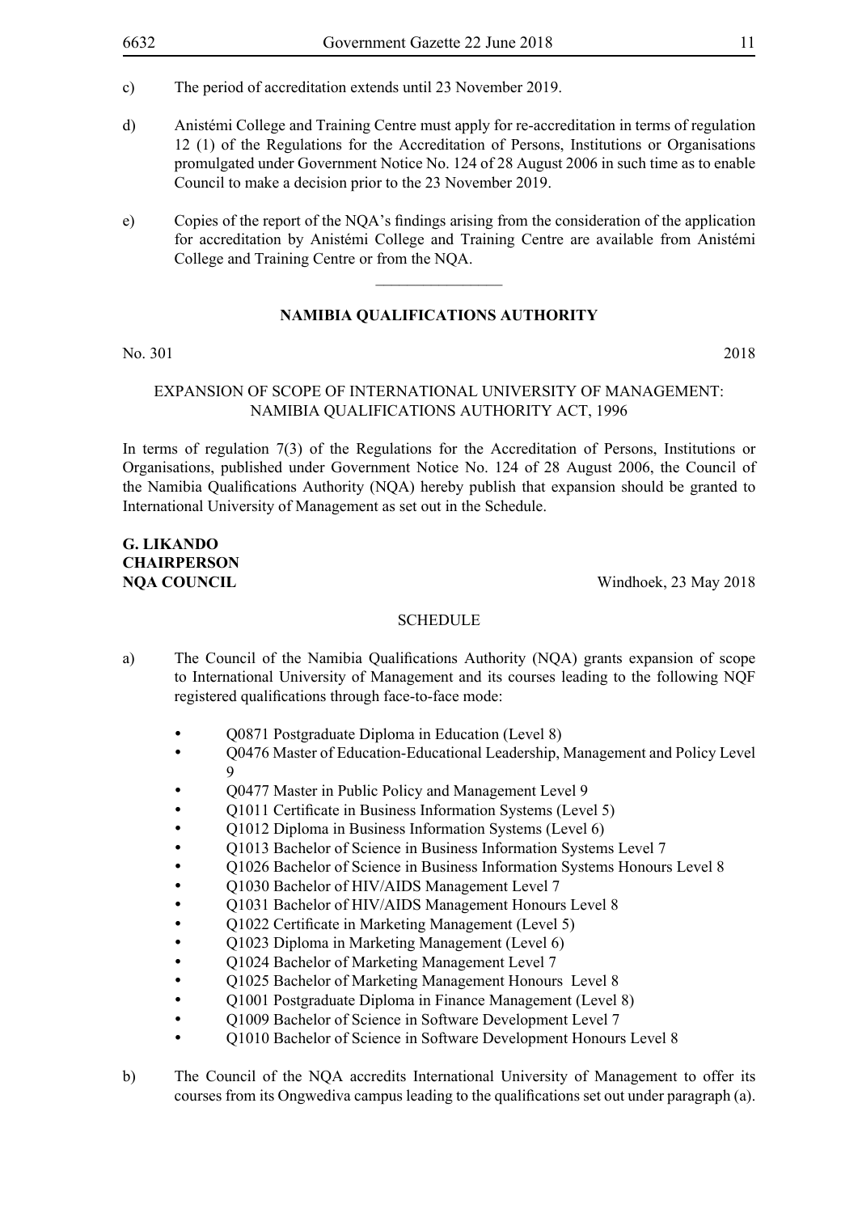c) The period of accreditation extends until 23 November 2019.

d) Anistémi College and Training Centre must apply for re-accreditation in terms of regulation 12 (1) of the Regulations for the Accreditation of Persons, Institutions or Organisations promulgated under Government Notice No. 124 of 28 August 2006 in such time as to enable Council to make a decision prior to the 23 November 2019.

e) Copies of the report of the NQA's findings arising from the consideration of the application for accreditation by Anistémi College and Training Centre are available from Anistémi College and Training Centre or from the NQA.

________________

**NAMIBIA QUALIFICATIONS AUTHORITY**

No. 301 2018

EXPANSION OF SCOPE OF INTERNATIONAL UNIVERSITY OF MANAGEMENT: NAMIBIA QUALIFICATIONS AUTHORITY ACT, 1996

In terms of regulation 7(3) of the Regulations for the Accreditation of Persons, Institutions or Organisations, published under Government Notice No. 124 of 28 August 2006, the Council of the Namibia Qualifications Authority (NQA) hereby publish that expansion should be granted to International University of Management as set out in the Schedule.

**G. LIKANDO**
**CHAIRPERSON**
**NQA COUNCIL** Windhoek, 23 May 2018

SCHEDULE

a) The Council of the Namibia Qualifications Authority (NQA) grants expansion of scope to International University of Management and its courses leading to the following NQF registered qualifications through face-to-face mode:

- Q0871 Postgraduate Diploma in Education (Level 8)
- Q0476 Master of Education-Educational Leadership, Management and Policy Level 9
- Q0477 Master in Public Policy and Management Level 9
- Q1011 Certificate in Business Information Systems (Level 5)
- Q1012 Diploma in Business Information Systems (Level 6)
- Q1013 Bachelor of Science in Business Information Systems Level 7
- Q1026 Bachelor of Science in Business Information Systems Honours Level 8
- Q1030 Bachelor of HIV/AIDS Management Level 7
- Q1031 Bachelor of HIV/AIDS Management Honours Level 8
- Q1022 Certificate in Marketing Management (Level 5)
- Q1023 Diploma in Marketing Management (Level 6)
- Q1024 Bachelor of Marketing Management Level 7
- Q1025 Bachelor of Marketing Management Honours Level 8
- Q1001 Postgraduate Diploma in Finance Management (Level 8)
- Q1009 Bachelor of Science in Software Development Level 7
- Q1010 Bachelor of Science in Software Development Honours Level 8

b) The Council of the NQA accredits International University of Management to offer its courses from its Ongwediva campus leading to the qualifications set out under paragraph (a).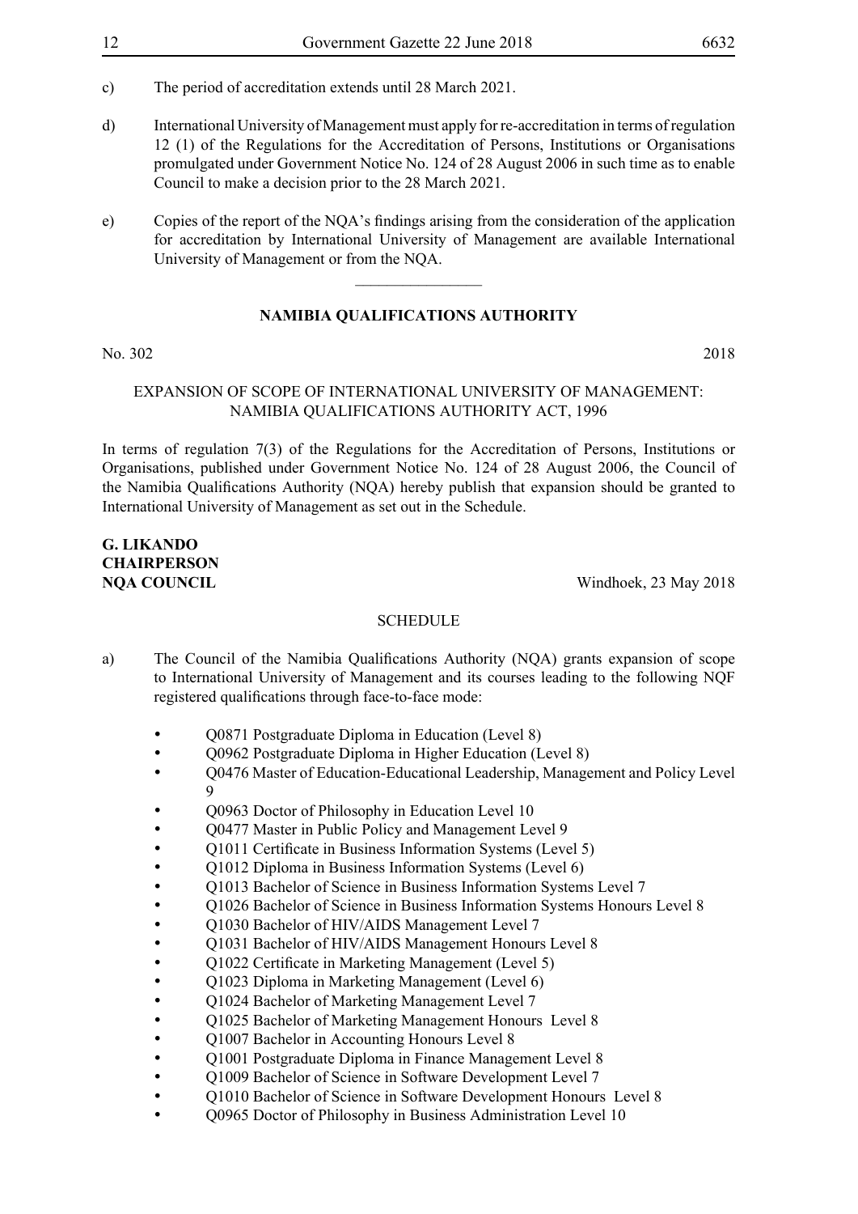c) The period of accreditation extends until 28 March 2021.

d) International University of Management must apply for re-accreditation in terms of regulation 12 (1) of the Regulations for the Accreditation of Persons, Institutions or Organisations promulgated under Government Notice No. 124 of 28 August 2006 in such time as to enable Council to make a decision prior to the 28 March 2021.

e) Copies of the report of the NQA's findings arising from the consideration of the application for accreditation by International University of Management are available International University of Management or from the NQA.

---

## NAMIBIA QUALIFICATIONS AUTHORITY

No. 302 2018

EXPANSION OF SCOPE OF INTERNATIONAL UNIVERSITY OF MANAGEMENT: NAMIBIA QUALIFICATIONS AUTHORITY ACT, 1996

In terms of regulation 7(3) of the Regulations for the Accreditation of Persons, Institutions or Organisations, published under Government Notice No. 124 of 28 August 2006, the Council of the Namibia Qualifications Authority (NQA) hereby publish that expansion should be granted to International University of Management as set out in the Schedule.

**G. LIKANDO**
**CHAIRPERSON**
**NQA COUNCIL** Windhoek, 23 May 2018

SCHEDULE

a) The Council of the Namibia Qualifications Authority (NQA) grants expansion of scope to International University of Management and its courses leading to the following NQF registered qualifications through face-to-face mode:

- Q0871 Postgraduate Diploma in Education (Level 8)
- Q0962 Postgraduate Diploma in Higher Education (Level 8)
- Q0476 Master of Education-Educational Leadership, Management and Policy Level 9
- Q0963 Doctor of Philosophy in Education Level 10
- Q0477 Master in Public Policy and Management Level 9
- Q1011 Certificate in Business Information Systems (Level 5)
- Q1012 Diploma in Business Information Systems (Level 6)
- Q1013 Bachelor of Science in Business Information Systems Level 7
- Q1026 Bachelor of Science in Business Information Systems Honours Level 8
- Q1030 Bachelor of HIV/AIDS Management Level 7
- Q1031 Bachelor of HIV/AIDS Management Honours Level 8
- Q1022 Certificate in Marketing Management (Level 5)
- Q1023 Diploma in Marketing Management (Level 6)
- Q1024 Bachelor of Marketing Management Level 7
- Q1025 Bachelor of Marketing Management Honours Level 8
- Q1007 Bachelor in Accounting Honours Level 8
- Q1001 Postgraduate Diploma in Finance Management Level 8
- Q1009 Bachelor of Science in Software Development Level 7
- Q1010 Bachelor of Science in Software Development Honours Level 8
- Q0965 Doctor of Philosophy in Business Administration Level 10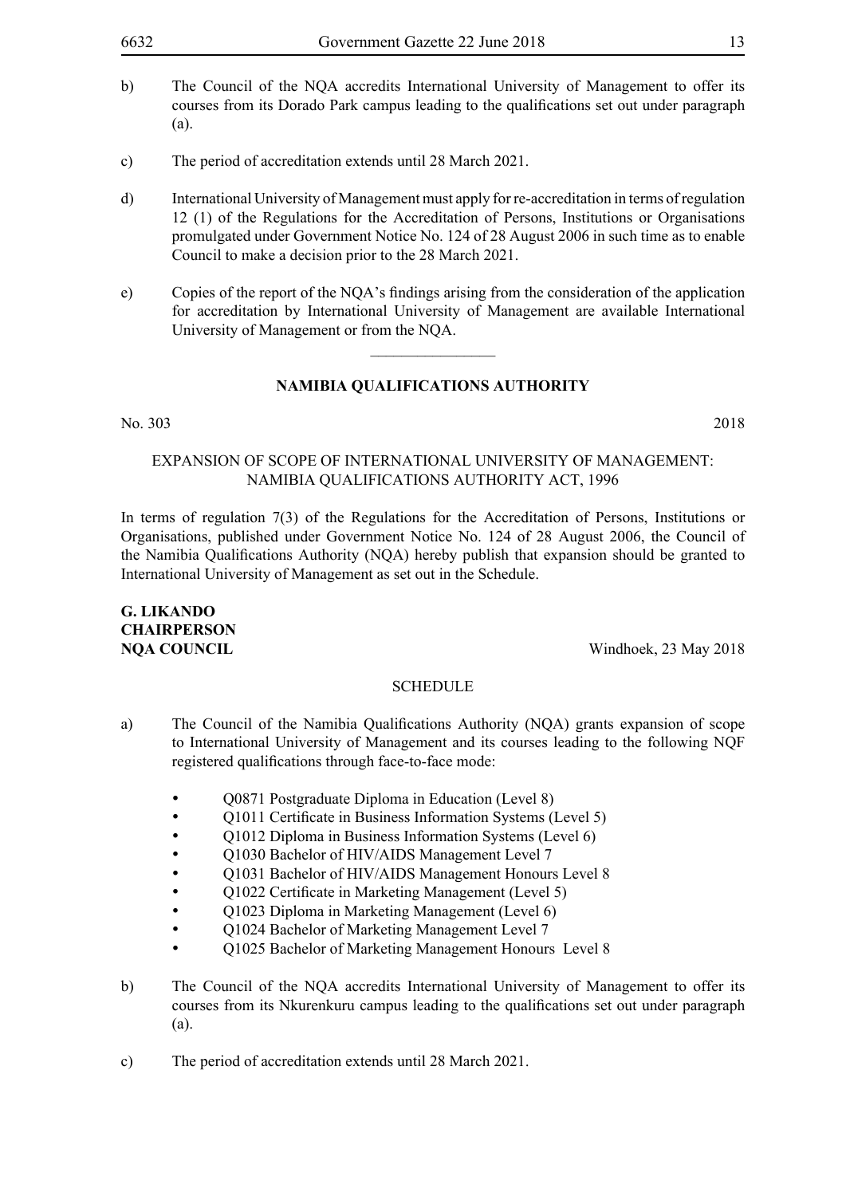b) The Council of the NQA accredits International University of Management to offer its courses from its Dorado Park campus leading to the qualifications set out under paragraph (a).

c) The period of accreditation extends until 28 March 2021.

d) International University of Management must apply for re-accreditation in terms of regulation 12 (1) of the Regulations for the Accreditation of Persons, Institutions or Organisations promulgated under Government Notice No. 124 of 28 August 2006 in such time as to enable Council to make a decision prior to the 28 March 2021.

e) Copies of the report of the NQA's findings arising from the consideration of the application for accreditation by International University of Management are available International University of Management or from the NQA.

---

## NAMIBIA QUALIFICATIONS AUTHORITY

No. 303 2018

EXPANSION OF SCOPE OF INTERNATIONAL UNIVERSITY OF MANAGEMENT: NAMIBIA QUALIFICATIONS AUTHORITY ACT, 1996

In terms of regulation 7(3) of the Regulations for the Accreditation of Persons, Institutions or Organisations, published under Government Notice No. 124 of 28 August 2006, the Council of the Namibia Qualifications Authority (NQA) hereby publish that expansion should be granted to International University of Management as set out in the Schedule.

**G. LIKANDO**
**CHAIRPERSON**
**NQA COUNCIL** Windhoek, 23 May 2018

SCHEDULE

a) The Council of the Namibia Qualifications Authority (NQA) grants expansion of scope to International University of Management and its courses leading to the following NQF registered qualifications through face-to-face mode:

- Q0871 Postgraduate Diploma in Education (Level 8)
- Q1011 Certificate in Business Information Systems (Level 5)
- Q1012 Diploma in Business Information Systems (Level 6)
- Q1030 Bachelor of HIV/AIDS Management Level 7
- Q1031 Bachelor of HIV/AIDS Management Honours Level 8
- Q1022 Certificate in Marketing Management (Level 5)
- Q1023 Diploma in Marketing Management (Level 6)
- Q1024 Bachelor of Marketing Management Level 7
- Q1025 Bachelor of Marketing Management Honours Level 8

b) The Council of the NQA accredits International University of Management to offer its courses from its Nkurenkuru campus leading to the qualifications set out under paragraph (a).

c) The period of accreditation extends until 28 March 2021.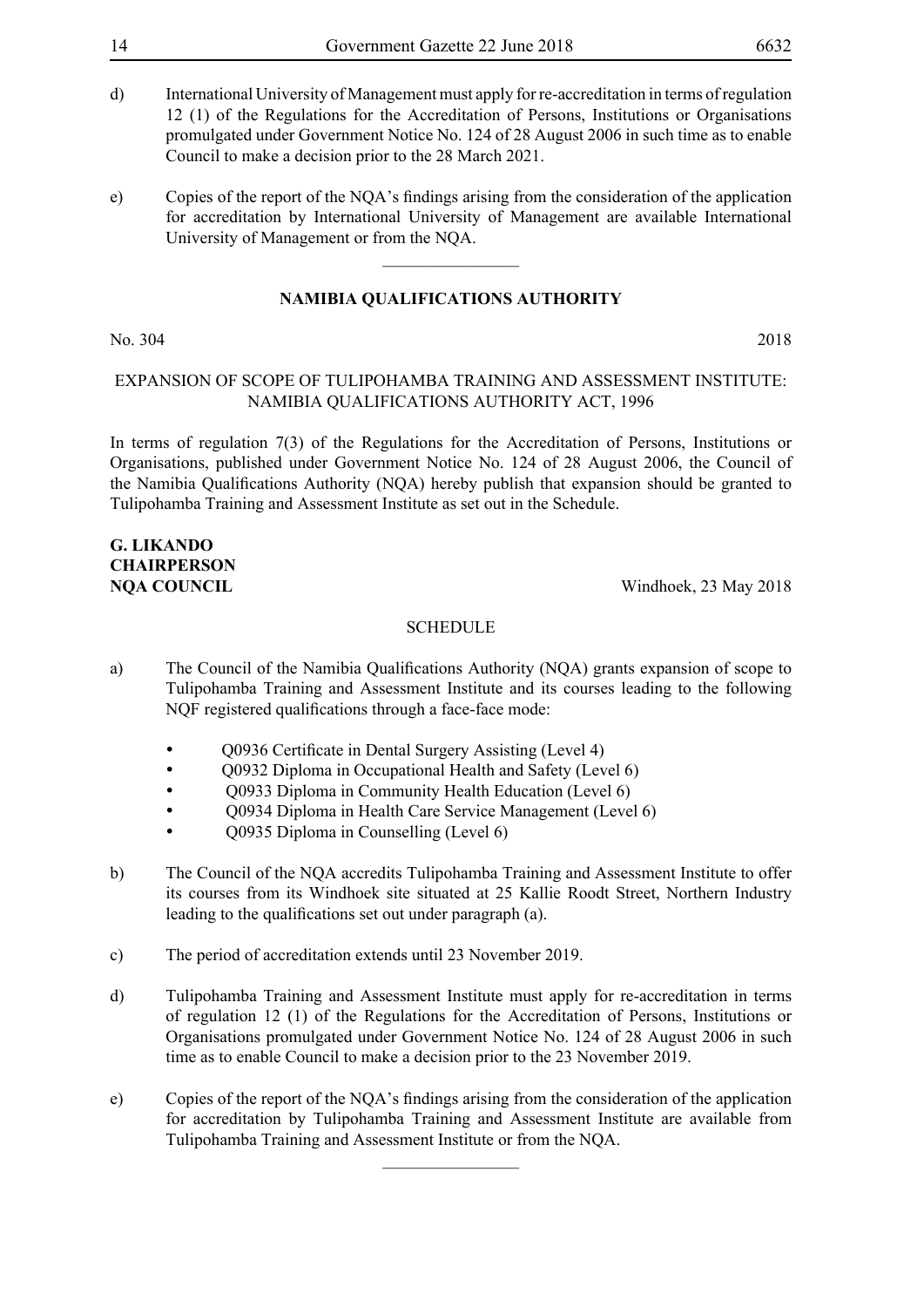d) International University of Management must apply for re-accreditation in terms of regulation 12 (1) of the Regulations for the Accreditation of Persons, Institutions or Organisations promulgated under Government Notice No. 124 of 28 August 2006 in such time as to enable Council to make a decision prior to the 28 March 2021.

e) Copies of the report of the NQA's findings arising from the consideration of the application for accreditation by International University of Management are available International University of Management or from the NQA.

---

## NAMIBIA QUALIFICATIONS AUTHORITY

No. 304 2018

EXPANSION OF SCOPE OF TULIPOHAMBA TRAINING AND ASSESSMENT INSTITUTE: NAMIBIA QUALIFICATIONS AUTHORITY ACT, 1996

In terms of regulation 7(3) of the Regulations for the Accreditation of Persons, Institutions or Organisations, published under Government Notice No. 124 of 28 August 2006, the Council of the Namibia Qualifications Authority (NQA) hereby publish that expansion should be granted to Tulipohamba Training and Assessment Institute as set out in the Schedule.

**G. LIKANDO**
**CHAIRPERSON**
**NQA COUNCIL** Windhoek, 23 May 2018

SCHEDULE

a) The Council of the Namibia Qualifications Authority (NQA) grants expansion of scope to Tulipohamba Training and Assessment Institute and its courses leading to the following NQF registered qualifications through a face-face mode:

- Q0936 Certificate in Dental Surgery Assisting (Level 4)
- Q0932 Diploma in Occupational Health and Safety (Level 6)
- Q0933 Diploma in Community Health Education (Level 6)
- Q0934 Diploma in Health Care Service Management (Level 6)
- Q0935 Diploma in Counselling (Level 6)

b) The Council of the NQA accredits Tulipohamba Training and Assessment Institute to offer its courses from its Windhoek site situated at 25 Kallie Roodt Street, Northern Industry leading to the qualifications set out under paragraph (a).

c) The period of accreditation extends until 23 November 2019.

d) Tulipohamba Training and Assessment Institute must apply for re-accreditation in terms of regulation 12 (1) of the Regulations for the Accreditation of Persons, Institutions or Organisations promulgated under Government Notice No. 124 of 28 August 2006 in such time as to enable Council to make a decision prior to the 23 November 2019.

e) Copies of the report of the NQA's findings arising from the consideration of the application for accreditation by Tulipohamba Training and Assessment Institute are available from Tulipohamba Training and Assessment Institute or from the NQA.

---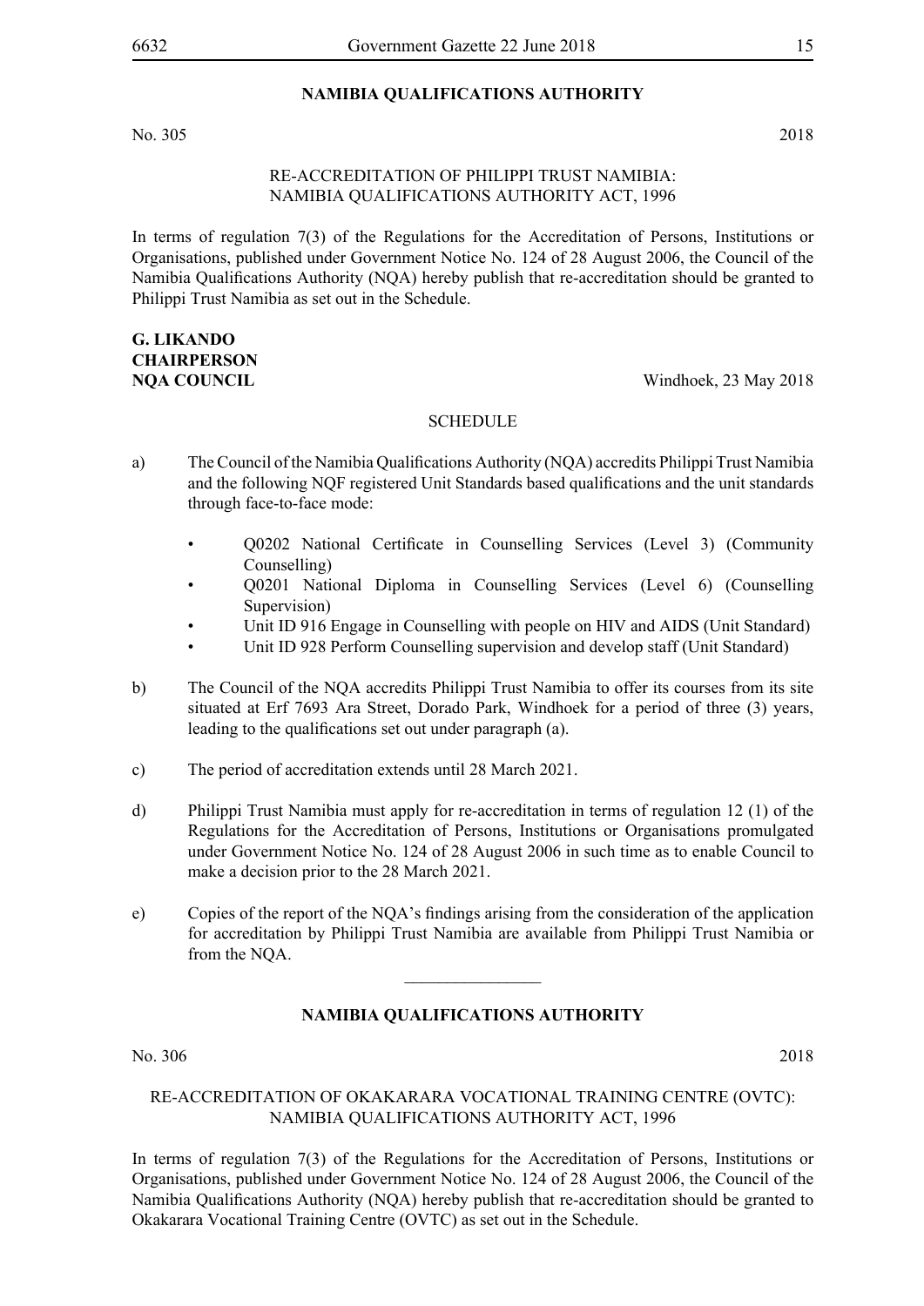## NAMIBIA QUALIFICATIONS AUTHORITY

No. 305 2018

RE-ACCREDITATION OF PHILIPPI TRUST NAMIBIA:
NAMIBIA QUALIFICATIONS AUTHORITY ACT, 1996

In terms of regulation 7(3) of the Regulations for the Accreditation of Persons, Institutions or Organisations, published under Government Notice No. 124 of 28 August 2006, the Council of the Namibia Qualifications Authority (NQA) hereby publish that re-accreditation should be granted to Philippi Trust Namibia as set out in the Schedule.

**G. LIKANDO**
**CHAIRPERSON**
**NQA COUNCIL** Windhoek, 23 May 2018

SCHEDULE

a) The Council of the Namibia Qualifications Authority (NQA) accredits Philippi Trust Namibia and the following NQF registered Unit Standards based qualifications and the unit standards through face-to-face mode:

- Q0202 National Certificate in Counselling Services (Level 3) (Community Counselling)
- Q0201 National Diploma in Counselling Services (Level 6) (Counselling Supervision)
- Unit ID 916 Engage in Counselling with people on HIV and AIDS (Unit Standard)
- Unit ID 928 Perform Counselling supervision and develop staff (Unit Standard)

b) The Council of the NQA accredits Philippi Trust Namibia to offer its courses from its site situated at Erf 7693 Ara Street, Dorado Park, Windhoek for a period of three (3) years, leading to the qualifications set out under paragraph (a).

c) The period of accreditation extends until 28 March 2021.

d) Philippi Trust Namibia must apply for re-accreditation in terms of regulation 12 (1) of the Regulations for the Accreditation of Persons, Institutions or Organisations promulgated under Government Notice No. 124 of 28 August 2006 in such time as to enable Council to make a decision prior to the 28 March 2021.

e) Copies of the report of the NQA's findings arising from the consideration of the application for accreditation by Philippi Trust Namibia are available from Philippi Trust Namibia or from the NQA.

________________

## NAMIBIA QUALIFICATIONS AUTHORITY

No. 306 2018

RE-ACCREDITATION OF OKAKARARA VOCATIONAL TRAINING CENTRE (OVTC):
NAMIBIA QUALIFICATIONS AUTHORITY ACT, 1996

In terms of regulation 7(3) of the Regulations for the Accreditation of Persons, Institutions or Organisations, published under Government Notice No. 124 of 28 August 2006, the Council of the Namibia Qualifications Authority (NQA) hereby publish that re-accreditation should be granted to Okakarara Vocational Training Centre (OVTC) as set out in the Schedule.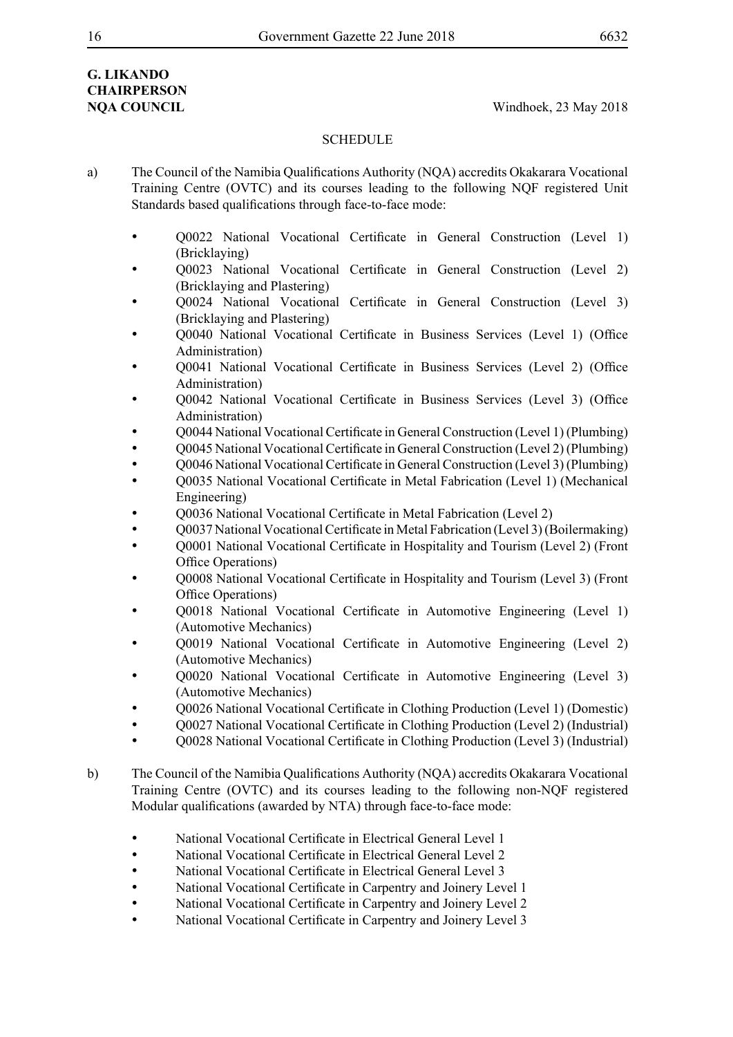**G. LIKANDO**
**CHAIRPERSON**
**NQA COUNCIL**

Windhoek, 23 May 2018

SCHEDULE

a) The Council of the Namibia Qualifications Authority (NQA) accredits Okakarara Vocational Training Centre (OVTC) and its courses leading to the following NQF registered Unit Standards based qualifications through face-to-face mode:

- Q0022 National Vocational Certificate in General Construction (Level 1) (Bricklaying)
- Q0023 National Vocational Certificate in General Construction (Level 2) (Bricklaying and Plastering)
- Q0024 National Vocational Certificate in General Construction (Level 3) (Bricklaying and Plastering)
- Q0040 National Vocational Certificate in Business Services (Level 1) (Office Administration)
- Q0041 National Vocational Certificate in Business Services (Level 2) (Office Administration)
- Q0042 National Vocational Certificate in Business Services (Level 3) (Office Administration)
- Q0044 National Vocational Certificate in General Construction (Level 1) (Plumbing)
- Q0045 National Vocational Certificate in General Construction (Level 2) (Plumbing)
- Q0046 National Vocational Certificate in General Construction (Level 3) (Plumbing)
- Q0035 National Vocational Certificate in Metal Fabrication (Level 1) (Mechanical Engineering)
- Q0036 National Vocational Certificate in Metal Fabrication (Level 2)
- Q0037 National Vocational Certificate in Metal Fabrication (Level 3) (Boilermaking)
- Q0001 National Vocational Certificate in Hospitality and Tourism (Level 2) (Front Office Operations)
- Q0008 National Vocational Certificate in Hospitality and Tourism (Level 3) (Front Office Operations)
- Q0018 National Vocational Certificate in Automotive Engineering (Level 1) (Automotive Mechanics)
- Q0019 National Vocational Certificate in Automotive Engineering (Level 2) (Automotive Mechanics)
- Q0020 National Vocational Certificate in Automotive Engineering (Level 3) (Automotive Mechanics)
- Q0026 National Vocational Certificate in Clothing Production (Level 1) (Domestic)
- Q0027 National Vocational Certificate in Clothing Production (Level 2) (Industrial)
- Q0028 National Vocational Certificate in Clothing Production (Level 3) (Industrial)

b) The Council of the Namibia Qualifications Authority (NQA) accredits Okakarara Vocational Training Centre (OVTC) and its courses leading to the following non-NQF registered Modular qualifications (awarded by NTA) through face-to-face mode:

- National Vocational Certificate in Electrical General Level 1
- National Vocational Certificate in Electrical General Level 2
- National Vocational Certificate in Electrical General Level 3
- National Vocational Certificate in Carpentry and Joinery Level 1
- National Vocational Certificate in Carpentry and Joinery Level 2
- National Vocational Certificate in Carpentry and Joinery Level 3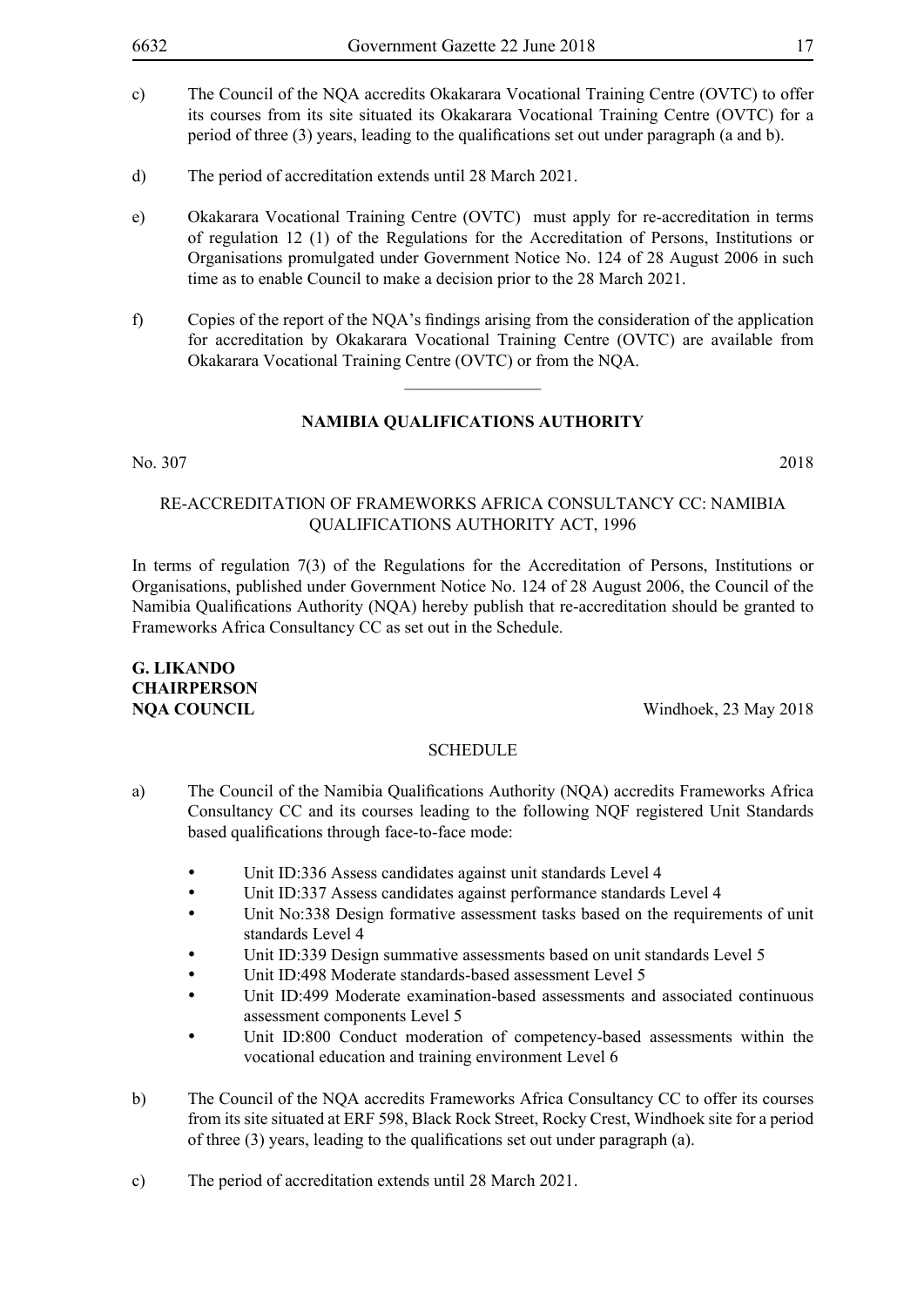c) The Council of the NQA accredits Okakarara Vocational Training Centre (OVTC) to offer its courses from its site situated its Okakarara Vocational Training Centre (OVTC) for a period of three (3) years, leading to the qualifications set out under paragraph (a and b).

d) The period of accreditation extends until 28 March 2021.

e) Okakarara Vocational Training Centre (OVTC) must apply for re-accreditation in terms of regulation 12 (1) of the Regulations for the Accreditation of Persons, Institutions or Organisations promulgated under Government Notice No. 124 of 28 August 2006 in such time as to enable Council to make a decision prior to the 28 March 2021.

f) Copies of the report of the NQA's findings arising from the consideration of the application for accreditation by Okakarara Vocational Training Centre (OVTC) are available from Okakarara Vocational Training Centre (OVTC) or from the NQA.

---

## NAMIBIA QUALIFICATIONS AUTHORITY

No. 307 2018

RE-ACCREDITATION OF FRAMEWORKS AFRICA CONSULTANCY CC: NAMIBIA QUALIFICATIONS AUTHORITY ACT, 1996

In terms of regulation 7(3) of the Regulations for the Accreditation of Persons, Institutions or Organisations, published under Government Notice No. 124 of 28 August 2006, the Council of the Namibia Qualifications Authority (NQA) hereby publish that re-accreditation should be granted to Frameworks Africa Consultancy CC as set out in the Schedule.

**G. LIKANDO**
**CHAIRPERSON**
**NQA COUNCIL** Windhoek, 23 May 2018

SCHEDULE

a) The Council of the Namibia Qualifications Authority (NQA) accredits Frameworks Africa Consultancy CC and its courses leading to the following NQF registered Unit Standards based qualifications through face-to-face mode:

- Unit ID:336 Assess candidates against unit standards Level 4
- Unit ID:337 Assess candidates against performance standards Level 4
- Unit No:338 Design formative assessment tasks based on the requirements of unit standards Level 4
- Unit ID:339 Design summative assessments based on unit standards Level 5
- Unit ID:498 Moderate standards-based assessment Level 5
- Unit ID:499 Moderate examination-based assessments and associated continuous assessment components Level 5
- Unit ID:800 Conduct moderation of competency-based assessments within the vocational education and training environment Level 6

b) The Council of the NQA accredits Frameworks Africa Consultancy CC to offer its courses from its site situated at ERF 598, Black Rock Street, Rocky Crest, Windhoek site for a period of three (3) years, leading to the qualifications set out under paragraph (a).

c) The period of accreditation extends until 28 March 2021.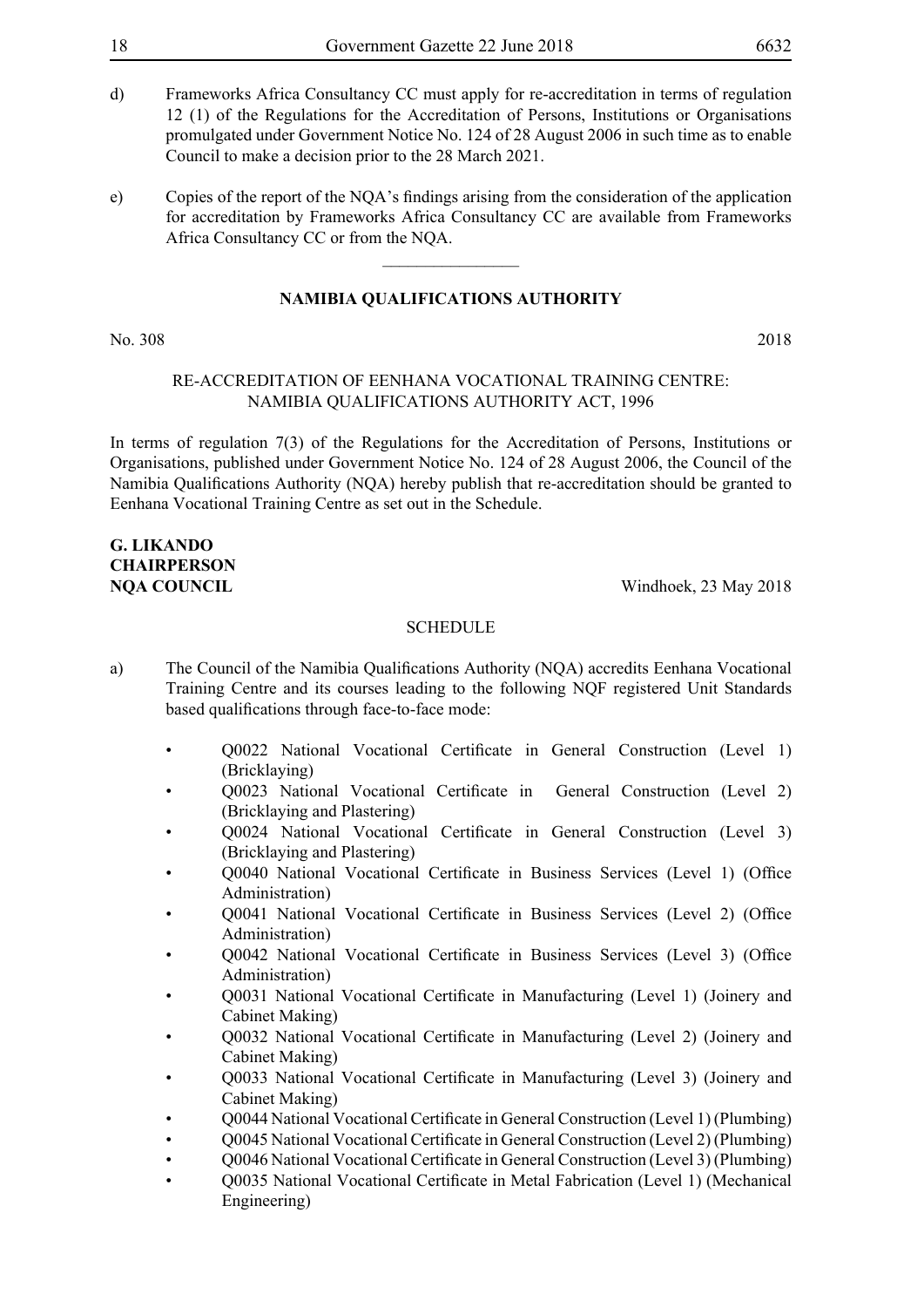d) Frameworks Africa Consultancy CC must apply for re-accreditation in terms of regulation 12 (1) of the Regulations for the Accreditation of Persons, Institutions or Organisations promulgated under Government Notice No. 124 of 28 August 2006 in such time as to enable Council to make a decision prior to the 28 March 2021.

e) Copies of the report of the NQA's findings arising from the consideration of the application for accreditation by Frameworks Africa Consultancy CC are available from Frameworks Africa Consultancy CC or from the NQA.

________________

## NAMIBIA QUALIFICATIONS AUTHORITY

No. 308 2018

RE-ACCREDITATION OF EENHANA VOCATIONAL TRAINING CENTRE: NAMIBIA QUALIFICATIONS AUTHORITY ACT, 1996

In terms of regulation 7(3) of the Regulations for the Accreditation of Persons, Institutions or Organisations, published under Government Notice No. 124 of 28 August 2006, the Council of the Namibia Qualifications Authority (NQA) hereby publish that re-accreditation should be granted to Eenhana Vocational Training Centre as set out in the Schedule.

**G. LIKANDO**
**CHAIRPERSON**
**NQA COUNCIL** Windhoek, 23 May 2018

SCHEDULE

a) The Council of the Namibia Qualifications Authority (NQA) accredits Eenhana Vocational Training Centre and its courses leading to the following NQF registered Unit Standards based qualifications through face-to-face mode:

- Q0022 National Vocational Certificate in General Construction (Level 1) (Bricklaying)
- Q0023 National Vocational Certificate in General Construction (Level 2) (Bricklaying and Plastering)
- Q0024 National Vocational Certificate in General Construction (Level 3) (Bricklaying and Plastering)
- Q0040 National Vocational Certificate in Business Services (Level 1) (Office Administration)
- Q0041 National Vocational Certificate in Business Services (Level 2) (Office Administration)
- Q0042 National Vocational Certificate in Business Services (Level 3) (Office Administration)
- Q0031 National Vocational Certificate in Manufacturing (Level 1) (Joinery and Cabinet Making)
- Q0032 National Vocational Certificate in Manufacturing (Level 2) (Joinery and Cabinet Making)
- Q0033 National Vocational Certificate in Manufacturing (Level 3) (Joinery and Cabinet Making)
- Q0044 National Vocational Certificate in General Construction (Level 1) (Plumbing)
- Q0045 National Vocational Certificate in General Construction (Level 2) (Plumbing)
- Q0046 National Vocational Certificate in General Construction (Level 3) (Plumbing)
- Q0035 National Vocational Certificate in Metal Fabrication (Level 1) (Mechanical Engineering)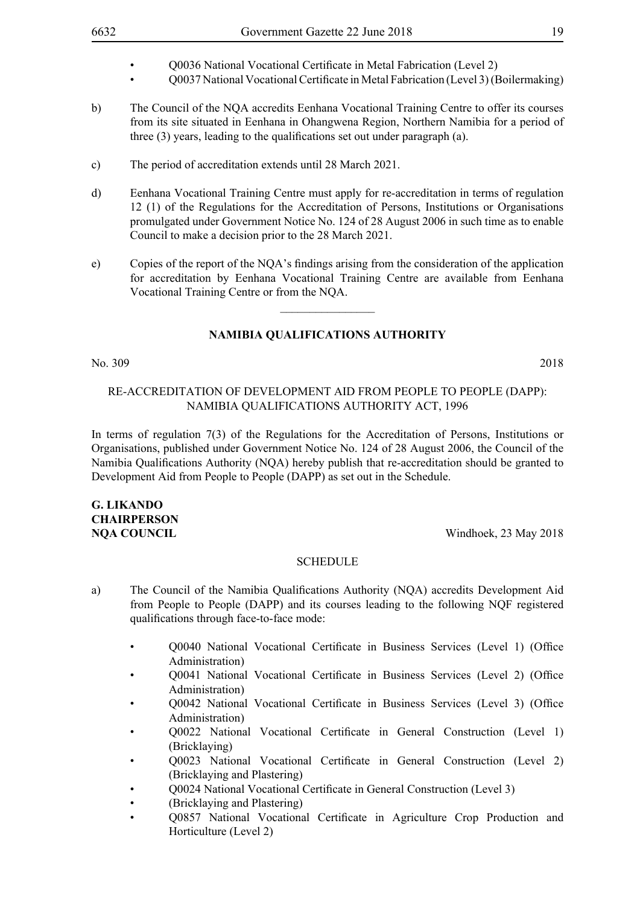- Q0036 National Vocational Certificate in Metal Fabrication (Level 2)
- Q0037 National Vocational Certificate in Metal Fabrication (Level 3) (Boilermaking)

b) The Council of the NQA accredits Eenhana Vocational Training Centre to offer its courses from its site situated in Eenhana in Ohangwena Region, Northern Namibia for a period of three (3) years, leading to the qualifications set out under paragraph (a).

c) The period of accreditation extends until 28 March 2021.

d) Eenhana Vocational Training Centre must apply for re-accreditation in terms of regulation 12 (1) of the Regulations for the Accreditation of Persons, Institutions or Organisations promulgated under Government Notice No. 124 of 28 August 2006 in such time as to enable Council to make a decision prior to the 28 March 2021.

e) Copies of the report of the NQA's findings arising from the consideration of the application for accreditation by Eenhana Vocational Training Centre are available from Eenhana Vocational Training Centre or from the NQA.

---

## NAMIBIA QUALIFICATIONS AUTHORITY

No. 309 2018

RE-ACCREDITATION OF DEVELOPMENT AID FROM PEOPLE TO PEOPLE (DAPP): NAMIBIA QUALIFICATIONS AUTHORITY ACT, 1996

In terms of regulation 7(3) of the Regulations for the Accreditation of Persons, Institutions or Organisations, published under Government Notice No. 124 of 28 August 2006, the Council of the Namibia Qualifications Authority (NQA) hereby publish that re-accreditation should be granted to Development Aid from People to People (DAPP) as set out in the Schedule.

**G. LIKANDO**
**CHAIRPERSON**
**NQA COUNCIL** Windhoek, 23 May 2018

SCHEDULE

a) The Council of the Namibia Qualifications Authority (NQA) accredits Development Aid from People to People (DAPP) and its courses leading to the following NQF registered qualifications through face-to-face mode:

- Q0040 National Vocational Certificate in Business Services (Level 1) (Office Administration)
- Q0041 National Vocational Certificate in Business Services (Level 2) (Office Administration)
- Q0042 National Vocational Certificate in Business Services (Level 3) (Office Administration)
- Q0022 National Vocational Certificate in General Construction (Level 1) (Bricklaying)
- Q0023 National Vocational Certificate in General Construction (Level 2) (Bricklaying and Plastering)
- Q0024 National Vocational Certificate in General Construction (Level 3)
- (Bricklaying and Plastering)
- Q0857 National Vocational Certificate in Agriculture Crop Production and Horticulture (Level 2)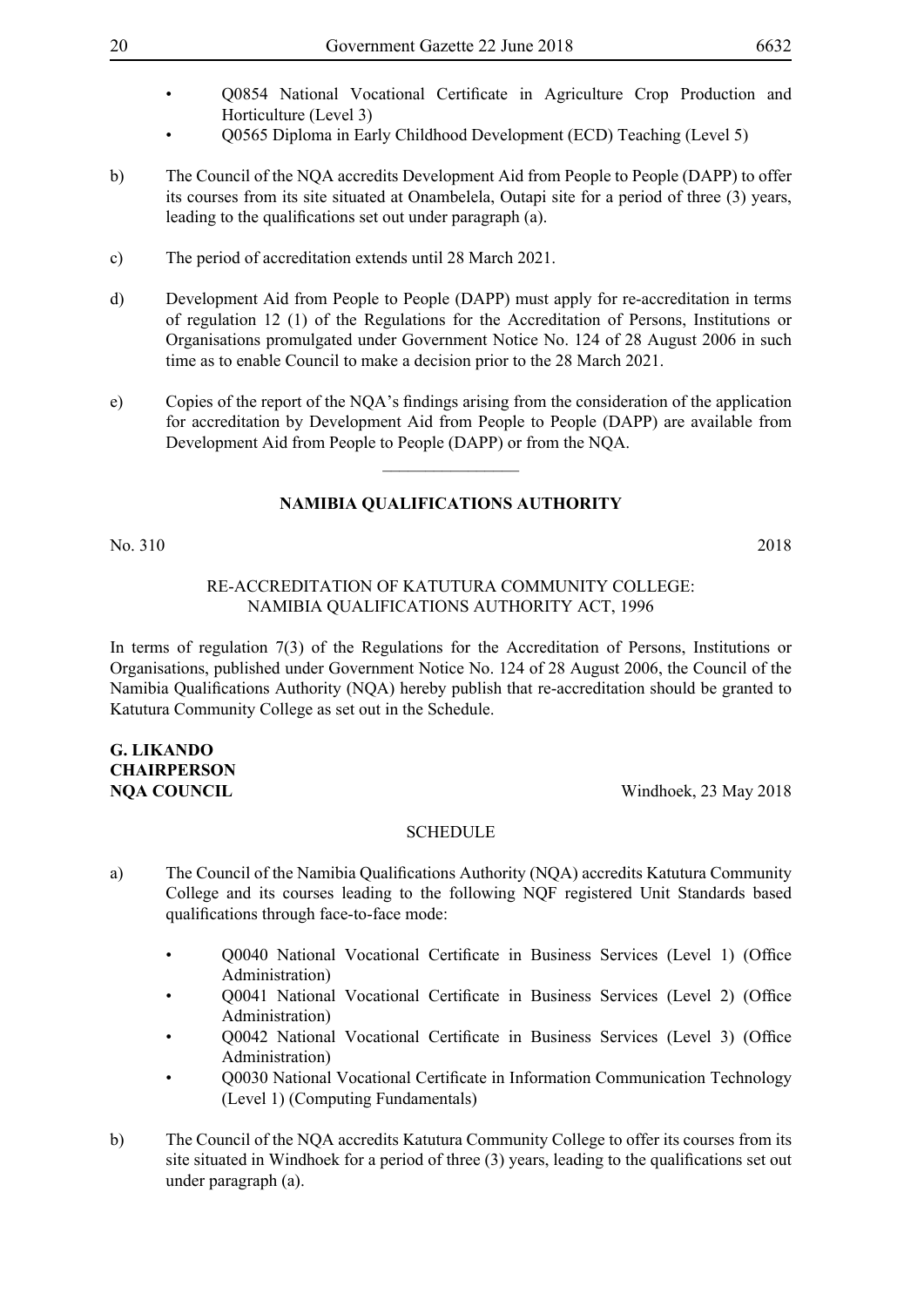- Q0854 National Vocational Certificate in Agriculture Crop Production and Horticulture (Level 3)
- Q0565 Diploma in Early Childhood Development (ECD) Teaching (Level 5)

b) The Council of the NQA accredits Development Aid from People to People (DAPP) to offer its courses from its site situated at Onambelela, Outapi site for a period of three (3) years, leading to the qualifications set out under paragraph (a).

c) The period of accreditation extends until 28 March 2021.

d) Development Aid from People to People (DAPP) must apply for re-accreditation in terms of regulation 12 (1) of the Regulations for the Accreditation of Persons, Institutions or Organisations promulgated under Government Notice No. 124 of 28 August 2006 in such time as to enable Council to make a decision prior to the 28 March 2021.

e) Copies of the report of the NQA's findings arising from the consideration of the application for accreditation by Development Aid from People to People (DAPP) are available from Development Aid from People to People (DAPP) or from the NQA.

________________

**NAMIBIA QUALIFICATIONS AUTHORITY**

No. 310 2018

RE-ACCREDITATION OF KATUTURA COMMUNITY COLLEGE: NAMIBIA QUALIFICATIONS AUTHORITY ACT, 1996

In terms of regulation 7(3) of the Regulations for the Accreditation of Persons, Institutions or Organisations, published under Government Notice No. 124 of 28 August 2006, the Council of the Namibia Qualifications Authority (NQA) hereby publish that re-accreditation should be granted to Katutura Community College as set out in the Schedule.

**G. LIKANDO**
**CHAIRPERSON**
**NQA COUNCIL** Windhoek, 23 May 2018

SCHEDULE

a) The Council of the Namibia Qualifications Authority (NQA) accredits Katutura Community College and its courses leading to the following NQF registered Unit Standards based qualifications through face-to-face mode:

- Q0040 National Vocational Certificate in Business Services (Level 1) (Office Administration)
- Q0041 National Vocational Certificate in Business Services (Level 2) (Office Administration)
- Q0042 National Vocational Certificate in Business Services (Level 3) (Office Administration)
- Q0030 National Vocational Certificate in Information Communication Technology (Level 1) (Computing Fundamentals)

b) The Council of the NQA accredits Katutura Community College to offer its courses from its site situated in Windhoek for a period of three (3) years, leading to the qualifications set out under paragraph (a).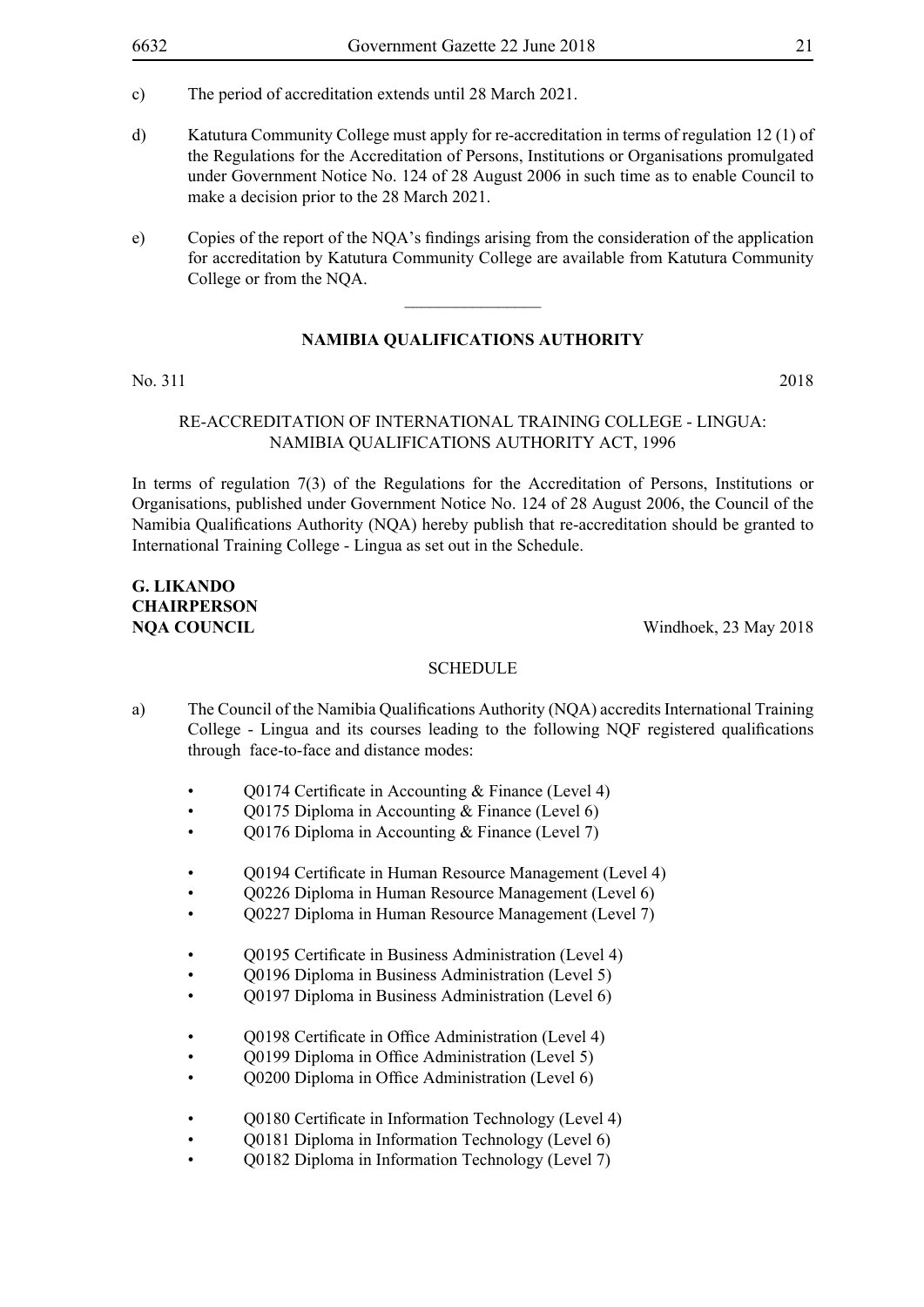c) The period of accreditation extends until 28 March 2021.

d) Katutura Community College must apply for re-accreditation in terms of regulation 12 (1) of the Regulations for the Accreditation of Persons, Institutions or Organisations promulgated under Government Notice No. 124 of 28 August 2006 in such time as to enable Council to make a decision prior to the 28 March 2021.

e) Copies of the report of the NQA's findings arising from the consideration of the application for accreditation by Katutura Community College are available from Katutura Community College or from the NQA.

---

## NAMIBIA QUALIFICATIONS AUTHORITY

No. 311 2018

RE-ACCREDITATION OF INTERNATIONAL TRAINING COLLEGE - LINGUA: NAMIBIA QUALIFICATIONS AUTHORITY ACT, 1996

In terms of regulation 7(3) of the Regulations for the Accreditation of Persons, Institutions or Organisations, published under Government Notice No. 124 of 28 August 2006, the Council of the Namibia Qualifications Authority (NQA) hereby publish that re-accreditation should be granted to International Training College - Lingua as set out in the Schedule.

**G. LIKANDO**
**CHAIRPERSON**
**NQA COUNCIL** Windhoek, 23 May 2018

SCHEDULE

a) The Council of the Namibia Qualifications Authority (NQA) accredits International Training College - Lingua and its courses leading to the following NQF registered qualifications through face-to-face and distance modes:

- Q0174 Certificate in Accounting & Finance (Level 4)
- Q0175 Diploma in Accounting & Finance (Level 6)
- Q0176 Diploma in Accounting & Finance (Level 7)

- Q0194 Certificate in Human Resource Management (Level 4)
- Q0226 Diploma in Human Resource Management (Level 6)
- Q0227 Diploma in Human Resource Management (Level 7)

- Q0195 Certificate in Business Administration (Level 4)
- Q0196 Diploma in Business Administration (Level 5)
- Q0197 Diploma in Business Administration (Level 6)

- Q0198 Certificate in Office Administration (Level 4)
- Q0199 Diploma in Office Administration (Level 5)
- Q0200 Diploma in Office Administration (Level 6)

- Q0180 Certificate in Information Technology (Level 4)
- Q0181 Diploma in Information Technology (Level 6)
- Q0182 Diploma in Information Technology (Level 7)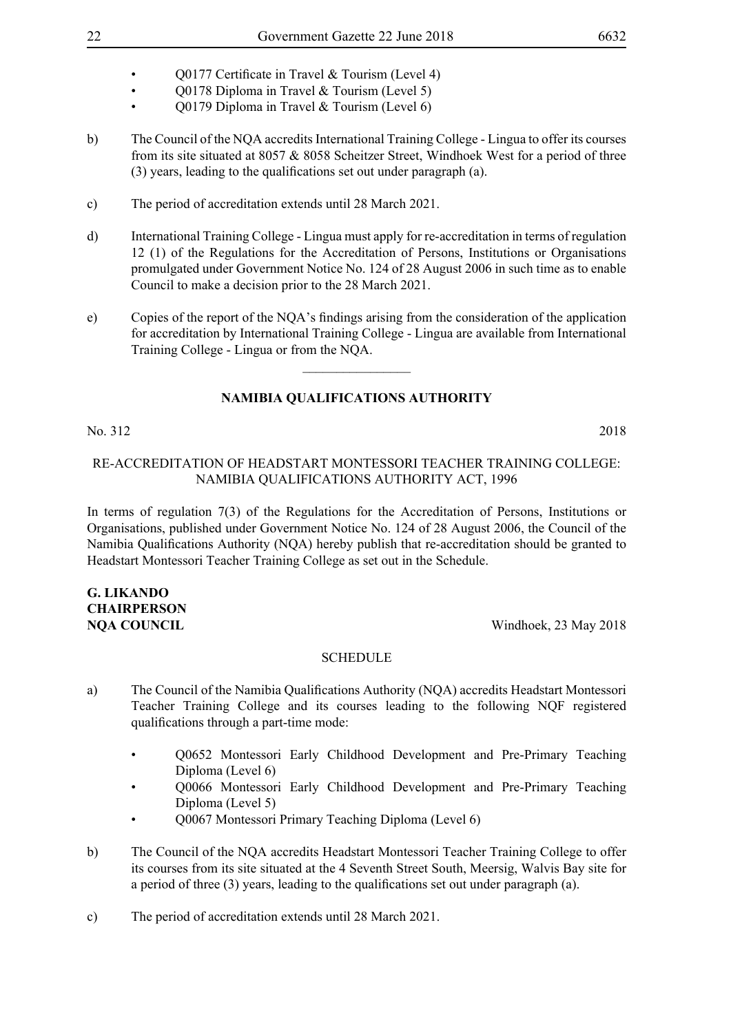- Q0177 Certificate in Travel & Tourism (Level 4)
- Q0178 Diploma in Travel & Tourism (Level 5)
- Q0179 Diploma in Travel & Tourism (Level 6)

b) The Council of the NQA accredits International Training College - Lingua to offer its courses from its site situated at 8057 & 8058 Scheitzer Street, Windhoek West for a period of three (3) years, leading to the qualifications set out under paragraph (a).

c) The period of accreditation extends until 28 March 2021.

d) International Training College - Lingua must apply for re-accreditation in terms of regulation 12 (1) of the Regulations for the Accreditation of Persons, Institutions or Organisations promulgated under Government Notice No. 124 of 28 August 2006 in such time as to enable Council to make a decision prior to the 28 March 2021.

e) Copies of the report of the NQA's findings arising from the consideration of the application for accreditation by International Training College - Lingua are available from International Training College - Lingua or from the NQA.

---

## NAMIBIA QUALIFICATIONS AUTHORITY

No. 312 2018

RE-ACCREDITATION OF HEADSTART MONTESSORI TEACHER TRAINING COLLEGE: NAMIBIA QUALIFICATIONS AUTHORITY ACT, 1996

In terms of regulation 7(3) of the Regulations for the Accreditation of Persons, Institutions or Organisations, published under Government Notice No. 124 of 28 August 2006, the Council of the Namibia Qualifications Authority (NQA) hereby publish that re-accreditation should be granted to Headstart Montessori Teacher Training College as set out in the Schedule.

**G. LIKANDO**
**CHAIRPERSON**
**NQA COUNCIL** Windhoek, 23 May 2018

SCHEDULE

a) The Council of the Namibia Qualifications Authority (NQA) accredits Headstart Montessori Teacher Training College and its courses leading to the following NQF registered qualifications through a part-time mode:

- Q0652 Montessori Early Childhood Development and Pre-Primary Teaching Diploma (Level 6)
- Q0066 Montessori Early Childhood Development and Pre-Primary Teaching Diploma (Level 5)
- Q0067 Montessori Primary Teaching Diploma (Level 6)

b) The Council of the NQA accredits Headstart Montessori Teacher Training College to offer its courses from its site situated at the 4 Seventh Street South, Meersig, Walvis Bay site for a period of three (3) years, leading to the qualifications set out under paragraph (a).

c) The period of accreditation extends until 28 March 2021.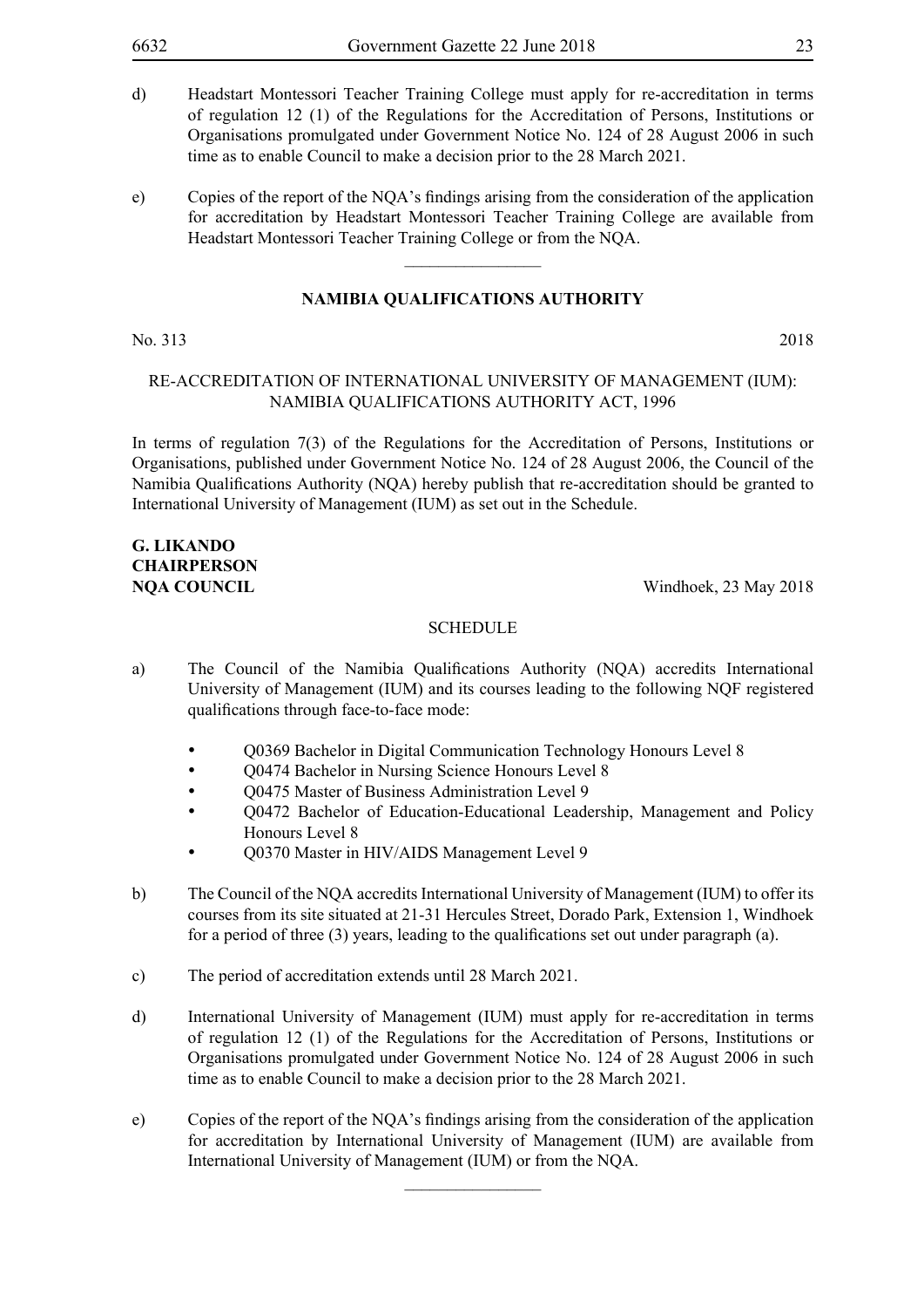d) Headstart Montessori Teacher Training College must apply for re-accreditation in terms of regulation 12 (1) of the Regulations for the Accreditation of Persons, Institutions or Organisations promulgated under Government Notice No. 124 of 28 August 2006 in such time as to enable Council to make a decision prior to the 28 March 2021.

e) Copies of the report of the NQA's findings arising from the consideration of the application for accreditation by Headstart Montessori Teacher Training College are available from Headstart Montessori Teacher Training College or from the NQA.

---

## NAMIBIA QUALIFICATIONS AUTHORITY

No. 313 2018

RE-ACCREDITATION OF INTERNATIONAL UNIVERSITY OF MANAGEMENT (IUM): NAMIBIA QUALIFICATIONS AUTHORITY ACT, 1996

In terms of regulation 7(3) of the Regulations for the Accreditation of Persons, Institutions or Organisations, published under Government Notice No. 124 of 28 August 2006, the Council of the Namibia Qualifications Authority (NQA) hereby publish that re-accreditation should be granted to International University of Management (IUM) as set out in the Schedule.

**G. LIKANDO**
**CHAIRPERSON**
**NQA COUNCIL** Windhoek, 23 May 2018

SCHEDULE

a) The Council of the Namibia Qualifications Authority (NQA) accredits International University of Management (IUM) and its courses leading to the following NQF registered qualifications through face-to-face mode:

- Q0369 Bachelor in Digital Communication Technology Honours Level 8
- Q0474 Bachelor in Nursing Science Honours Level 8
- Q0475 Master of Business Administration Level 9
- Q0472 Bachelor of Education-Educational Leadership, Management and Policy Honours Level 8
- Q0370 Master in HIV/AIDS Management Level 9

b) The Council of the NQA accredits International University of Management (IUM) to offer its courses from its site situated at 21-31 Hercules Street, Dorado Park, Extension 1, Windhoek for a period of three (3) years, leading to the qualifications set out under paragraph (a).

c) The period of accreditation extends until 28 March 2021.

d) International University of Management (IUM) must apply for re-accreditation in terms of regulation 12 (1) of the Regulations for the Accreditation of Persons, Institutions or Organisations promulgated under Government Notice No. 124 of 28 August 2006 in such time as to enable Council to make a decision prior to the 28 March 2021.

e) Copies of the report of the NQA's findings arising from the consideration of the application for accreditation by International University of Management (IUM) are available from International University of Management (IUM) or from the NQA.

---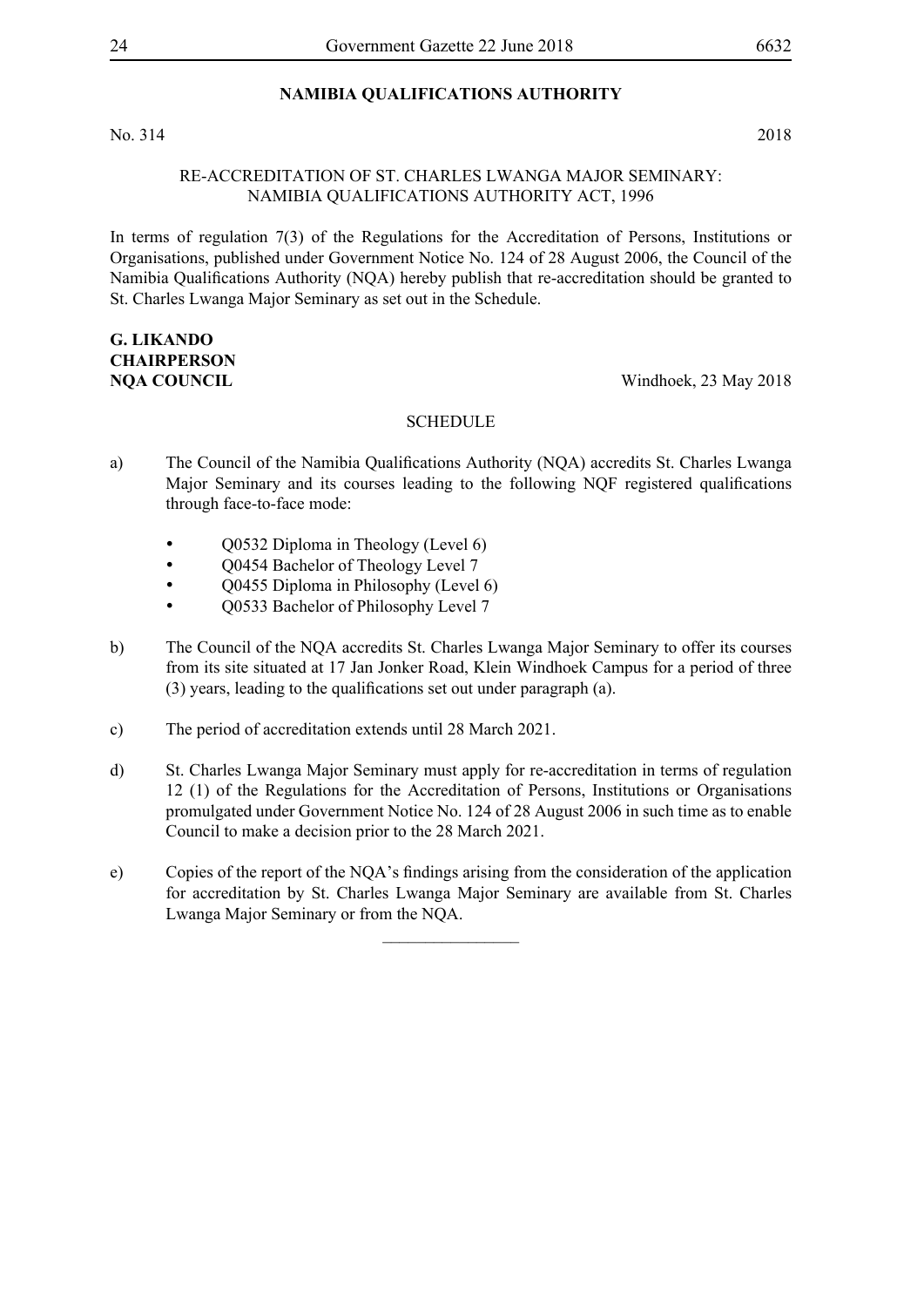## NAMIBIA QUALIFICATIONS AUTHORITY

No. 314 2018

RE-ACCREDITATION OF ST. CHARLES LWANGA MAJOR SEMINARY: NAMIBIA QUALIFICATIONS AUTHORITY ACT, 1996

In terms of regulation 7(3) of the Regulations for the Accreditation of Persons, Institutions or Organisations, published under Government Notice No. 124 of 28 August 2006, the Council of the Namibia Qualifications Authority (NQA) hereby publish that re-accreditation should be granted to St. Charles Lwanga Major Seminary as set out in the Schedule.

**G. LIKANDO**
**CHAIRPERSON**
**NQA COUNCIL** Windhoek, 23 May 2018

SCHEDULE

a) The Council of the Namibia Qualifications Authority (NQA) accredits St. Charles Lwanga Major Seminary and its courses leading to the following NQF registered qualifications through face-to-face mode:

- Q0532 Diploma in Theology (Level 6)
- Q0454 Bachelor of Theology Level 7
- Q0455 Diploma in Philosophy (Level 6)
- Q0533 Bachelor of Philosophy Level 7

b) The Council of the NQA accredits St. Charles Lwanga Major Seminary to offer its courses from its site situated at 17 Jan Jonker Road, Klein Windhoek Campus for a period of three (3) years, leading to the qualifications set out under paragraph (a).

c) The period of accreditation extends until 28 March 2021.

d) St. Charles Lwanga Major Seminary must apply for re-accreditation in terms of regulation 12 (1) of the Regulations for the Accreditation of Persons, Institutions or Organisations promulgated under Government Notice No. 124 of 28 August 2006 in such time as to enable Council to make a decision prior to the 28 March 2021.

e) Copies of the report of the NQA's findings arising from the consideration of the application for accreditation by St. Charles Lwanga Major Seminary are available from St. Charles Lwanga Major Seminary or from the NQA.

________________